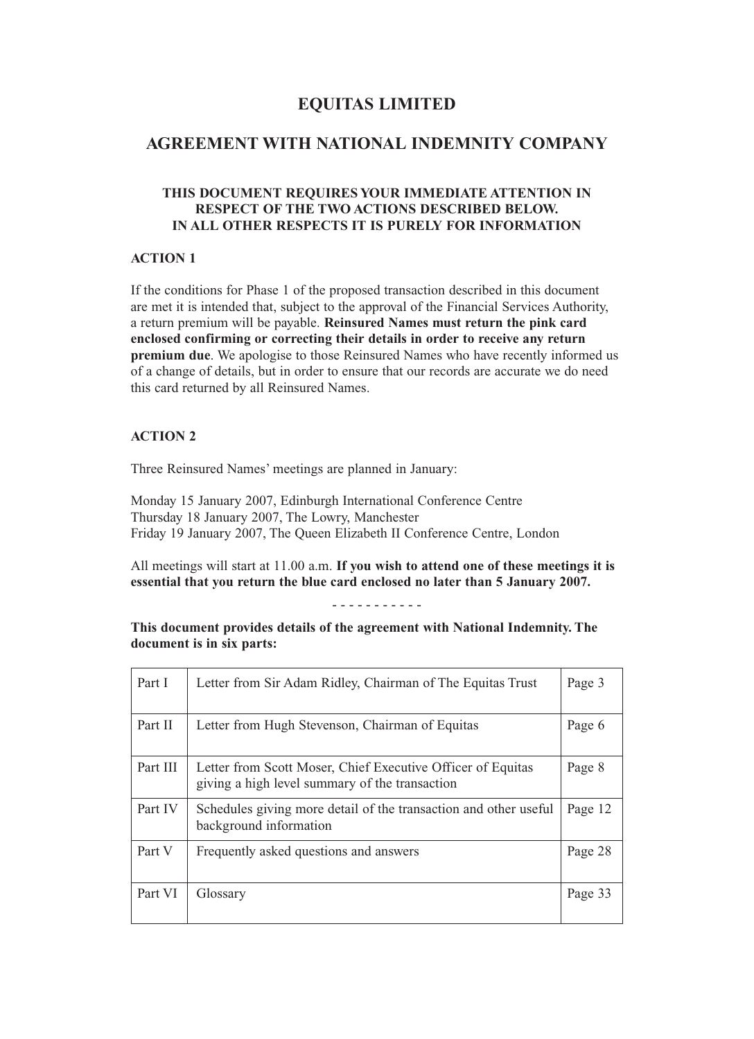# EQUITAS LIMITED

# AGREEMENT WITH NATIONAL INDEMNITY COMPANY

**THIS DOCUMENT REQUIRES YOUR IMMEDIATE ATTENTION IN RESPECT OF THE TWO ACTIONS DESCRIBED BELOW. IN ALL OTHER RESPECTS IT IS PURELY FOR INFORMATION**

**ACTION 1**

If the conditions for Phase 1 of the proposed transaction described in this document are met it is intended that, subject to the approval of the Financial Services Authority, a return premium will be payable. **Reinsured Names must return the pink card enclosed confirming or correcting their details in order to receive any return premium due**. We apologise to those Reinsured Names who have recently informed us of a change of details, but in order to ensure that our records are accurate we do need this card returned by all Reinsured Names.

**ACTION 2**

Three Reinsured Names' meetings are planned in January:

Monday 15 January 2007, Edinburgh International Conference Centre
Thursday 18 January 2007, The Lowry, Manchester
Friday 19 January 2007, The Queen Elizabeth II Conference Centre, London

All meetings will start at 11.00 a.m. **If you wish to attend one of these meetings it is essential that you return the blue card enclosed no later than 5 January 2007.**

\- - - - - - - - - - -

**This document provides details of the agreement with National Indemnity. The document is in six parts:**

| Part I | Letter from Sir Adam Ridley, Chairman of The Equitas Trust | Page 3 |
|---|---|---|
| Part II | Letter from Hugh Stevenson, Chairman of Equitas | Page 6 |
| Part III | Letter from Scott Moser, Chief Executive Officer of Equitas giving a high level summary of the transaction | Page 8 |
| Part IV | Schedules giving more detail of the transaction and other useful background information | Page 12 |
| Part V | Frequently asked questions and answers | Page 28 |
| Part VI | Glossary | Page 33 |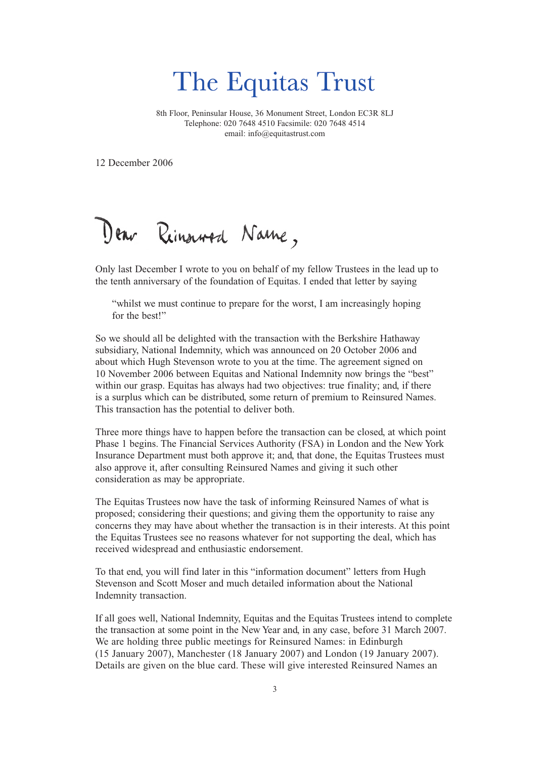# The Equitas Trust

8th Floor, Peninsular House, 36 Monument Street, London EC3R 8LJ
Telephone: 020 7648 4510 Facsimile: 020 7648 4514
email: info@equitastrust.com

12 December 2006

Dear Reinsured Name,

Only last December I wrote to you on behalf of my fellow Trustees in the lead up to the tenth anniversary of the foundation of Equitas. I ended that letter by saying

> "whilst we must continue to prepare for the worst, I am increasingly hoping for the best!"

So we should all be delighted with the transaction with the Berkshire Hathaway subsidiary, National Indemnity, which was announced on 20 October 2006 and about which Hugh Stevenson wrote to you at the time. The agreement signed on 10 November 2006 between Equitas and National Indemnity now brings the "best" within our grasp. Equitas has always had two objectives: true finality; and, if there is a surplus which can be distributed, some return of premium to Reinsured Names. This transaction has the potential to deliver both.

Three more things have to happen before the transaction can be closed, at which point Phase 1 begins. The Financial Services Authority (FSA) in London and the New York Insurance Department must both approve it; and, that done, the Equitas Trustees must also approve it, after consulting Reinsured Names and giving it such other consideration as may be appropriate.

The Equitas Trustees now have the task of informing Reinsured Names of what is proposed; considering their questions; and giving them the opportunity to raise any concerns they may have about whether the transaction is in their interests. At this point the Equitas Trustees see no reasons whatever for not supporting the deal, which has received widespread and enthusiastic endorsement.

To that end, you will find later in this "information document" letters from Hugh Stevenson and Scott Moser and much detailed information about the National Indemnity transaction.

If all goes well, National Indemnity, Equitas and the Equitas Trustees intend to complete the transaction at some point in the New Year and, in any case, before 31 March 2007. We are holding three public meetings for Reinsured Names: in Edinburgh (15 January 2007), Manchester (18 January 2007) and London (19 January 2007). Details are given on the blue card. These will give interested Reinsured Names an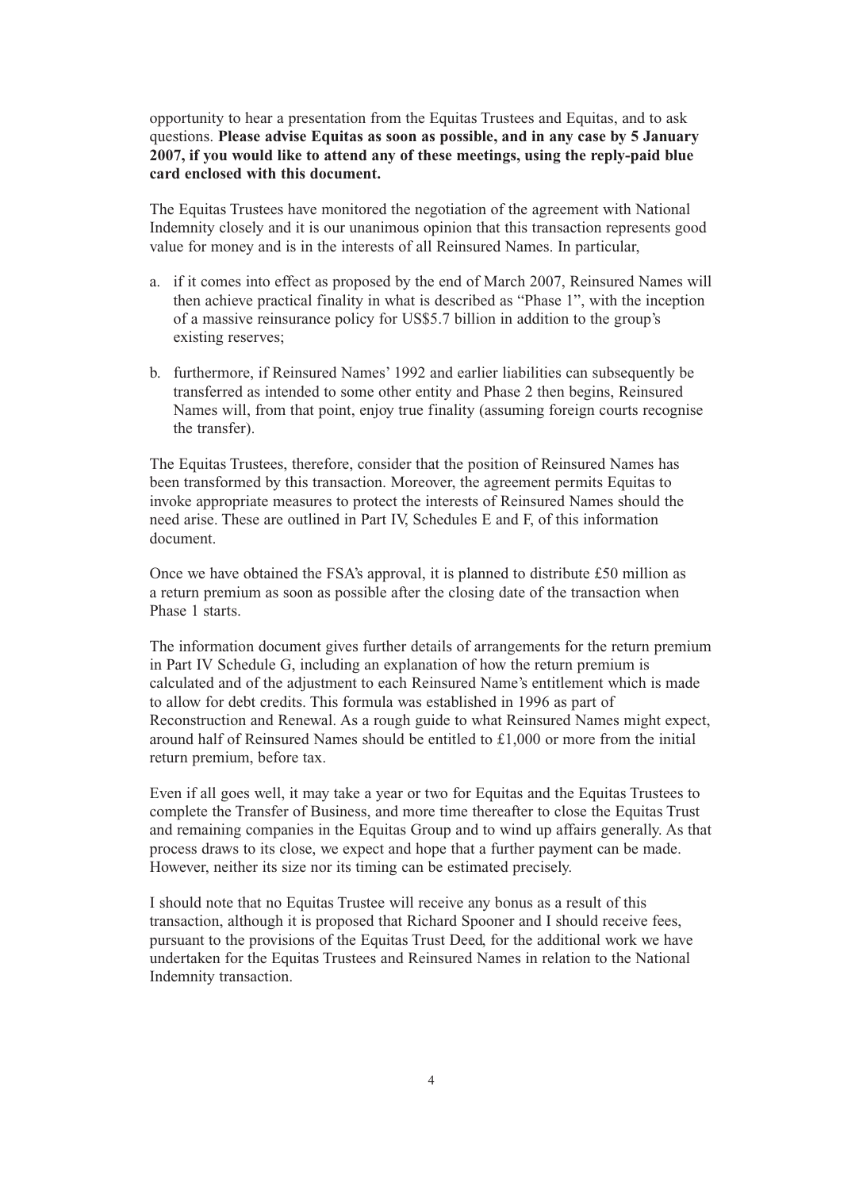opportunity to hear a presentation from the Equitas Trustees and Equitas, and to ask questions. **Please advise Equitas as soon as possible, and in any case by 5 January 2007, if you would like to attend any of these meetings, using the reply-paid blue card enclosed with this document.**

The Equitas Trustees have monitored the negotiation of the agreement with National Indemnity closely and it is our unanimous opinion that this transaction represents good value for money and is in the interests of all Reinsured Names. In particular,

a. if it comes into effect as proposed by the end of March 2007, Reinsured Names will then achieve practical finality in what is described as "Phase 1", with the inception of a massive reinsurance policy for US$5.7 billion in addition to the group's existing reserves;

b. furthermore, if Reinsured Names' 1992 and earlier liabilities can subsequently be transferred as intended to some other entity and Phase 2 then begins, Reinsured Names will, from that point, enjoy true finality (assuming foreign courts recognise the transfer).

The Equitas Trustees, therefore, consider that the position of Reinsured Names has been transformed by this transaction. Moreover, the agreement permits Equitas to invoke appropriate measures to protect the interests of Reinsured Names should the need arise. These are outlined in Part IV, Schedules E and F, of this information document.

Once we have obtained the FSA's approval, it is planned to distribute £50 million as a return premium as soon as possible after the closing date of the transaction when Phase 1 starts.

The information document gives further details of arrangements for the return premium in Part IV Schedule G, including an explanation of how the return premium is calculated and of the adjustment to each Reinsured Name's entitlement which is made to allow for debt credits. This formula was established in 1996 as part of Reconstruction and Renewal. As a rough guide to what Reinsured Names might expect, around half of Reinsured Names should be entitled to £1,000 or more from the initial return premium, before tax.

Even if all goes well, it may take a year or two for Equitas and the Equitas Trustees to complete the Transfer of Business, and more time thereafter to close the Equitas Trust and remaining companies in the Equitas Group and to wind up affairs generally. As that process draws to its close, we expect and hope that a further payment can be made. However, neither its size nor its timing can be estimated precisely.

I should note that no Equitas Trustee will receive any bonus as a result of this transaction, although it is proposed that Richard Spooner and I should receive fees, pursuant to the provisions of the Equitas Trust Deed, for the additional work we have undertaken for the Equitas Trustees and Reinsured Names in relation to the National Indemnity transaction.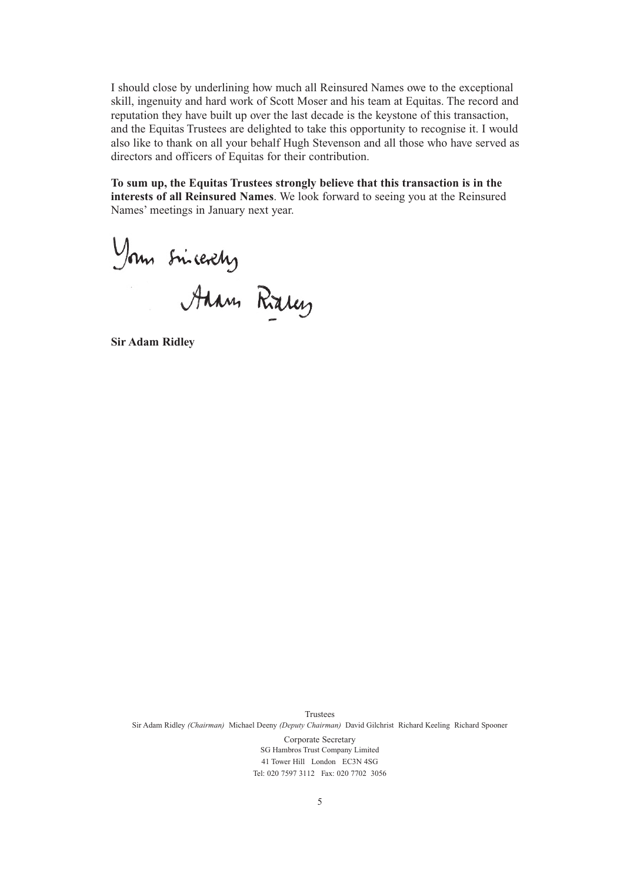I should close by underlining how much all Reinsured Names owe to the exceptional skill, ingenuity and hard work of Scott Moser and his team at Equitas. The record and reputation they have built up over the last decade is the keystone of this transaction, and the Equitas Trustees are delighted to take this opportunity to recognise it. I would also like to thank on all your behalf Hugh Stevenson and all those who have served as directors and officers of Equitas for their contribution.

**To sum up, the Equitas Trustees strongly believe that this transaction is in the interests of all Reinsured Names**. We look forward to seeing you at the Reinsured Names' meetings in January next year.

Yours sincerely

Adam Ridley

**Sir Adam Ridley**

Trustees

Sir Adam Ridley *(Chairman)* Michael Deeny *(Deputy Chairman)* David Gilchrist Richard Keeling Richard Spooner

Corporate Secretary

SG Hambros Trust Company Limited

41 Tower Hill London EC3N 4SG

Tel: 020 7597 3112 Fax: 020 7702 3056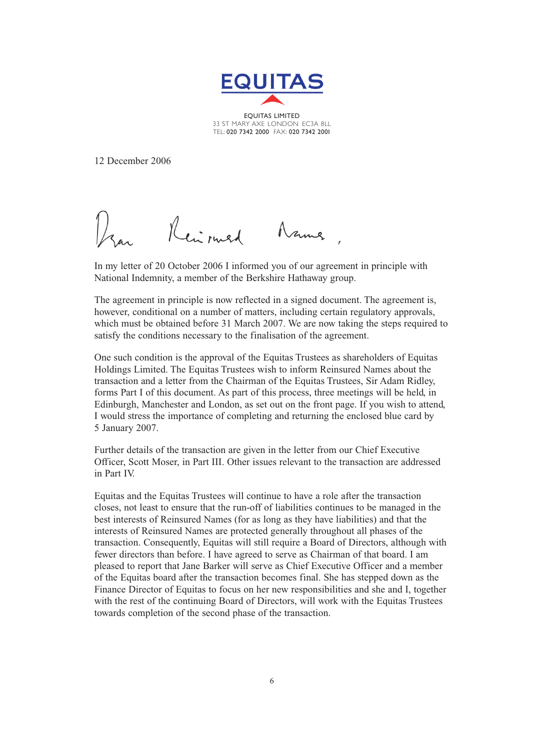**EQUITAS**

EQUITAS LIMITED
33 ST MARY AXE LONDON EC3A 8LL
TEL: 020 7342 2000 FAX: 020 7342 2001

12 December 2006

Dear Reinsured Name,

In my letter of 20 October 2006 I informed you of our agreement in principle with National Indemnity, a member of the Berkshire Hathaway group.

The agreement in principle is now reflected in a signed document. The agreement is, however, conditional on a number of matters, including certain regulatory approvals, which must be obtained before 31 March 2007. We are now taking the steps required to satisfy the conditions necessary to the finalisation of the agreement.

One such condition is the approval of the Equitas Trustees as shareholders of Equitas Holdings Limited. The Equitas Trustees wish to inform Reinsured Names about the transaction and a letter from the Chairman of the Equitas Trustees, Sir Adam Ridley, forms Part I of this document. As part of this process, three meetings will be held, in Edinburgh, Manchester and London, as set out on the front page. If you wish to attend, I would stress the importance of completing and returning the enclosed blue card by 5 January 2007.

Further details of the transaction are given in the letter from our Chief Executive Officer, Scott Moser, in Part III. Other issues relevant to the transaction are addressed in Part IV.

Equitas and the Equitas Trustees will continue to have a role after the transaction closes, not least to ensure that the run-off of liabilities continues to be managed in the best interests of Reinsured Names (for as long as they have liabilities) and that the interests of Reinsured Names are protected generally throughout all phases of the transaction. Consequently, Equitas will still require a Board of Directors, although with fewer directors than before. I have agreed to serve as Chairman of that board. I am pleased to report that Jane Barker will serve as Chief Executive Officer and a member of the Equitas board after the transaction becomes final. She has stepped down as the Finance Director of Equitas to focus on her new responsibilities and she and I, together with the rest of the continuing Board of Directors, will work with the Equitas Trustees towards completion of the second phase of the transaction.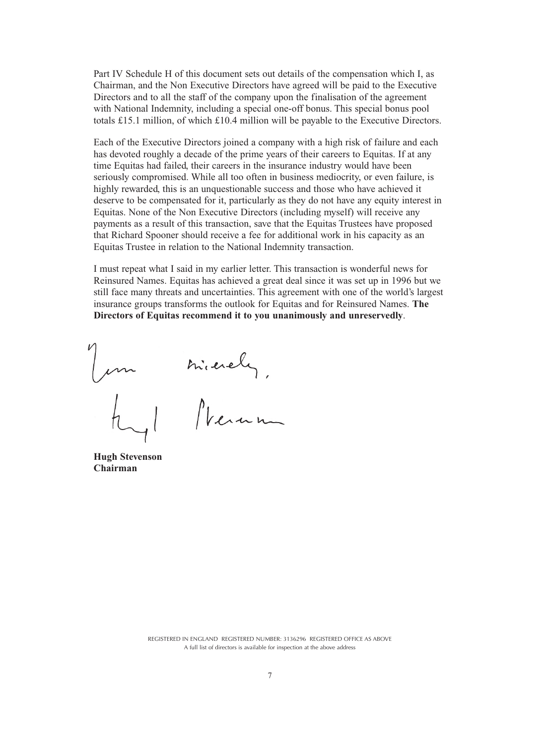Part IV Schedule H of this document sets out details of the compensation which I, as Chairman, and the Non Executive Directors have agreed will be paid to the Executive Directors and to all the staff of the company upon the finalisation of the agreement with National Indemnity, including a special one-off bonus. This special bonus pool totals £15.1 million, of which £10.4 million will be payable to the Executive Directors.

Each of the Executive Directors joined a company with a high risk of failure and each has devoted roughly a decade of the prime years of their careers to Equitas. If at any time Equitas had failed, their careers in the insurance industry would have been seriously compromised. While all too often in business mediocrity, or even failure, is highly rewarded, this is an unquestionable success and those who have achieved it deserve to be compensated for it, particularly as they do not have any equity interest in Equitas. None of the Non Executive Directors (including myself) will receive any payments as a result of this transaction, save that the Equitas Trustees have proposed that Richard Spooner should receive a fee for additional work in his capacity as an Equitas Trustee in relation to the National Indemnity transaction.

I must repeat what I said in my earlier letter. This transaction is wonderful news for Reinsured Names. Equitas has achieved a great deal since it was set up in 1996 but we still face many threats and uncertainties. This agreement with one of the world's largest insurance groups transforms the outlook for Equitas and for Reinsured Names. **The Directors of Equitas recommend it to you unanimously and unreservedly**.

Yours sincerely,

Hugh Stevenson

**Hugh Stevenson**
**Chairman**

REGISTERED IN ENGLAND REGISTERED NUMBER: 3136296 REGISTERED OFFICE AS ABOVE
A full list of directors is available for inspection at the above address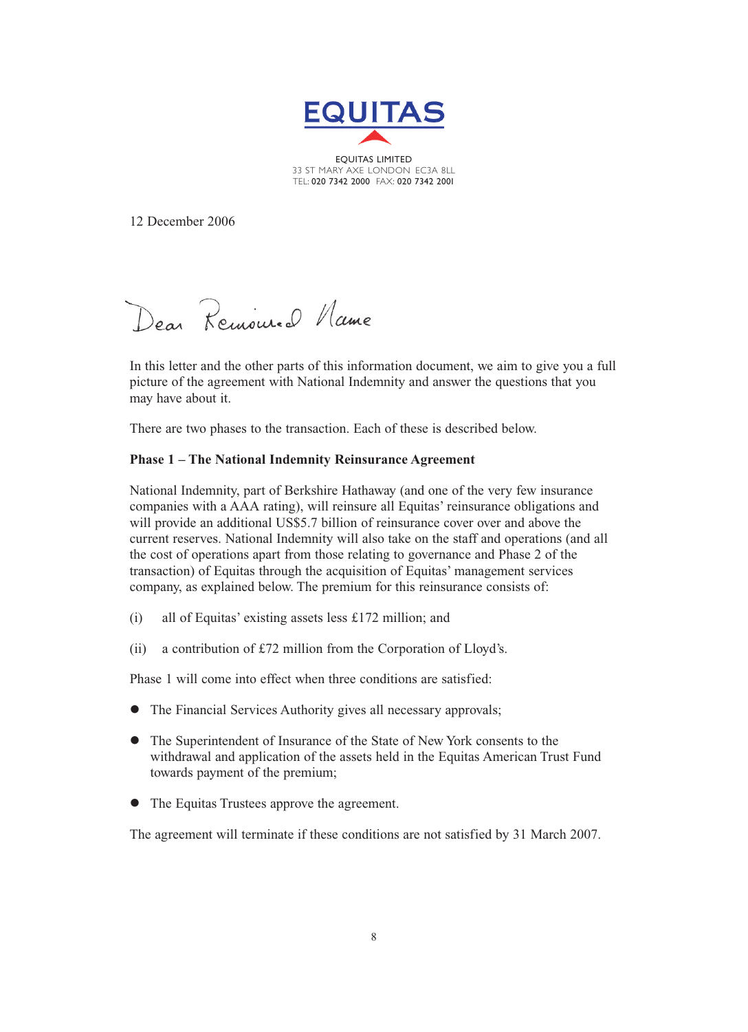**EQUITAS**

EQUITAS LIMITED
33 ST MARY AXE LONDON EC3A 8LL
TEL: 020 7342 2000 FAX: 020 7342 2001

12 December 2006

Dear Removed Name

In this letter and the other parts of this information document, we aim to give you a full picture of the agreement with National Indemnity and answer the questions that you may have about it.

There are two phases to the transaction. Each of these is described below.

**Phase 1 – The National Indemnity Reinsurance Agreement**

National Indemnity, part of Berkshire Hathaway (and one of the very few insurance companies with a AAA rating), will reinsure all Equitas' reinsurance obligations and will provide an additional US$5.7 billion of reinsurance cover over and above the current reserves. National Indemnity will also take on the staff and operations (and all the cost of operations apart from those relating to governance and Phase 2 of the transaction) of Equitas through the acquisition of Equitas' management services company, as explained below. The premium for this reinsurance consists of:

(i) all of Equitas' existing assets less £172 million; and

(ii) a contribution of £72 million from the Corporation of Lloyd's.

Phase 1 will come into effect when three conditions are satisfied:

- The Financial Services Authority gives all necessary approvals;
- The Superintendent of Insurance of the State of New York consents to the withdrawal and application of the assets held in the Equitas American Trust Fund towards payment of the premium;
- The Equitas Trustees approve the agreement.

The agreement will terminate if these conditions are not satisfied by 31 March 2007.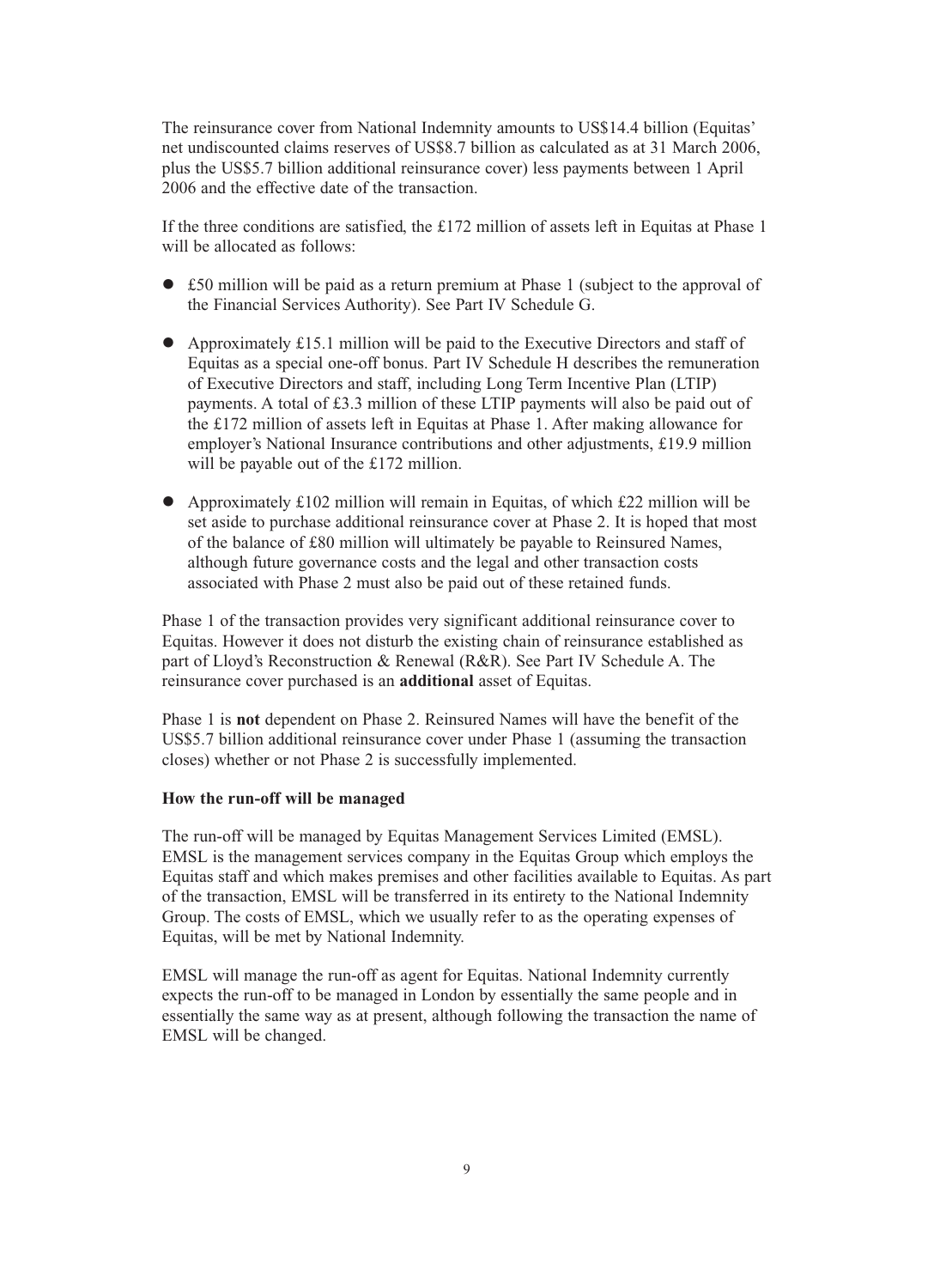The reinsurance cover from National Indemnity amounts to US$14.4 billion (Equitas' net undiscounted claims reserves of US$8.7 billion as calculated as at 31 March 2006, plus the US$5.7 billion additional reinsurance cover) less payments between 1 April 2006 and the effective date of the transaction.

If the three conditions are satisfied, the £172 million of assets left in Equitas at Phase 1 will be allocated as follows:

- £50 million will be paid as a return premium at Phase 1 (subject to the approval of the Financial Services Authority). See Part IV Schedule G.
- Approximately £15.1 million will be paid to the Executive Directors and staff of Equitas as a special one-off bonus. Part IV Schedule H describes the remuneration of Executive Directors and staff, including Long Term Incentive Plan (LTIP) payments. A total of £3.3 million of these LTIP payments will also be paid out of the £172 million of assets left in Equitas at Phase 1. After making allowance for employer's National Insurance contributions and other adjustments, £19.9 million will be payable out of the £172 million.
- Approximately £102 million will remain in Equitas, of which £22 million will be set aside to purchase additional reinsurance cover at Phase 2. It is hoped that most of the balance of £80 million will ultimately be payable to Reinsured Names, although future governance costs and the legal and other transaction costs associated with Phase 2 must also be paid out of these retained funds.

Phase 1 of the transaction provides very significant additional reinsurance cover to Equitas. However it does not disturb the existing chain of reinsurance established as part of Lloyd's Reconstruction & Renewal (R&R). See Part IV Schedule A. The reinsurance cover purchased is an **additional** asset of Equitas.

Phase 1 is **not** dependent on Phase 2. Reinsured Names will have the benefit of the US$5.7 billion additional reinsurance cover under Phase 1 (assuming the transaction closes) whether or not Phase 2 is successfully implemented.

**How the run-off will be managed**

The run-off will be managed by Equitas Management Services Limited (EMSL). EMSL is the management services company in the Equitas Group which employs the Equitas staff and which makes premises and other facilities available to Equitas. As part of the transaction, EMSL will be transferred in its entirety to the National Indemnity Group. The costs of EMSL, which we usually refer to as the operating expenses of Equitas, will be met by National Indemnity.

EMSL will manage the run-off as agent for Equitas. National Indemnity currently expects the run-off to be managed in London by essentially the same people and in essentially the same way as at present, although following the transaction the name of EMSL will be changed.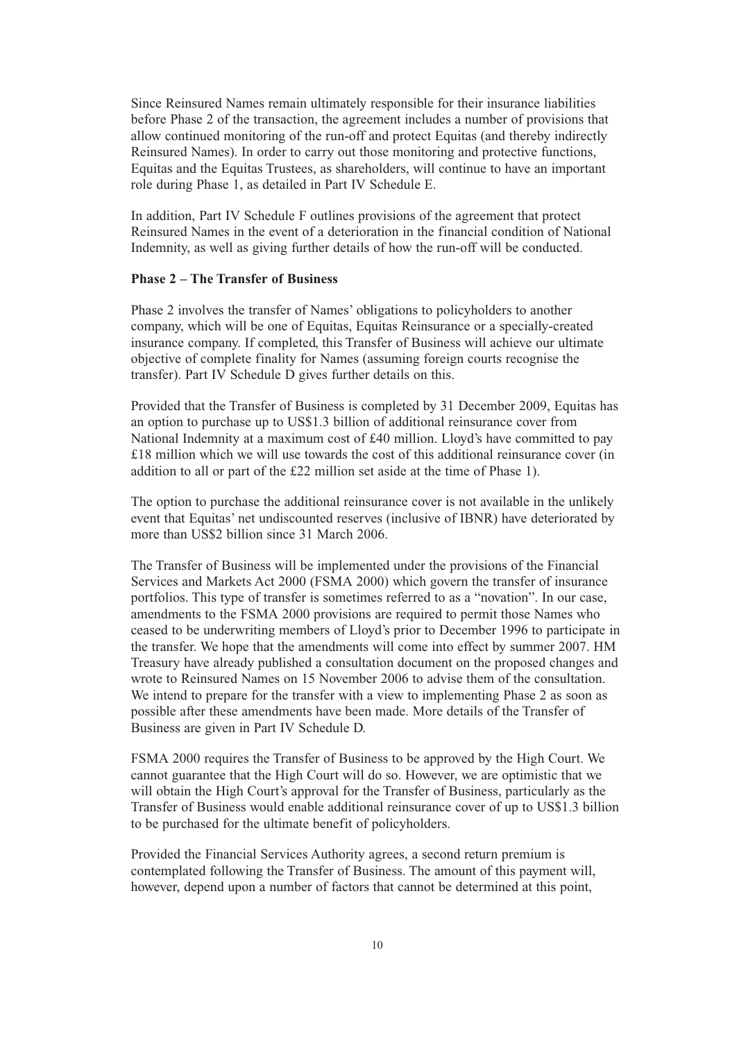Since Reinsured Names remain ultimately responsible for their insurance liabilities before Phase 2 of the transaction, the agreement includes a number of provisions that allow continued monitoring of the run-off and protect Equitas (and thereby indirectly Reinsured Names). In order to carry out those monitoring and protective functions, Equitas and the Equitas Trustees, as shareholders, will continue to have an important role during Phase 1, as detailed in Part IV Schedule E.

In addition, Part IV Schedule F outlines provisions of the agreement that protect Reinsured Names in the event of a deterioration in the financial condition of National Indemnity, as well as giving further details of how the run-off will be conducted.

**Phase 2 – The Transfer of Business**

Phase 2 involves the transfer of Names' obligations to policyholders to another company, which will be one of Equitas, Equitas Reinsurance or a specially-created insurance company. If completed, this Transfer of Business will achieve our ultimate objective of complete finality for Names (assuming foreign courts recognise the transfer). Part IV Schedule D gives further details on this.

Provided that the Transfer of Business is completed by 31 December 2009, Equitas has an option to purchase up to US$1.3 billion of additional reinsurance cover from National Indemnity at a maximum cost of £40 million. Lloyd's have committed to pay £18 million which we will use towards the cost of this additional reinsurance cover (in addition to all or part of the £22 million set aside at the time of Phase 1).

The option to purchase the additional reinsurance cover is not available in the unlikely event that Equitas' net undiscounted reserves (inclusive of IBNR) have deteriorated by more than US$2 billion since 31 March 2006.

The Transfer of Business will be implemented under the provisions of the Financial Services and Markets Act 2000 (FSMA 2000) which govern the transfer of insurance portfolios. This type of transfer is sometimes referred to as a "novation". In our case, amendments to the FSMA 2000 provisions are required to permit those Names who ceased to be underwriting members of Lloyd's prior to December 1996 to participate in the transfer. We hope that the amendments will come into effect by summer 2007. HM Treasury have already published a consultation document on the proposed changes and wrote to Reinsured Names on 15 November 2006 to advise them of the consultation. We intend to prepare for the transfer with a view to implementing Phase 2 as soon as possible after these amendments have been made. More details of the Transfer of Business are given in Part IV Schedule D.

FSMA 2000 requires the Transfer of Business to be approved by the High Court. We cannot guarantee that the High Court will do so. However, we are optimistic that we will obtain the High Court's approval for the Transfer of Business, particularly as the Transfer of Business would enable additional reinsurance cover of up to US$1.3 billion to be purchased for the ultimate benefit of policyholders.

Provided the Financial Services Authority agrees, a second return premium is contemplated following the Transfer of Business. The amount of this payment will, however, depend upon a number of factors that cannot be determined at this point,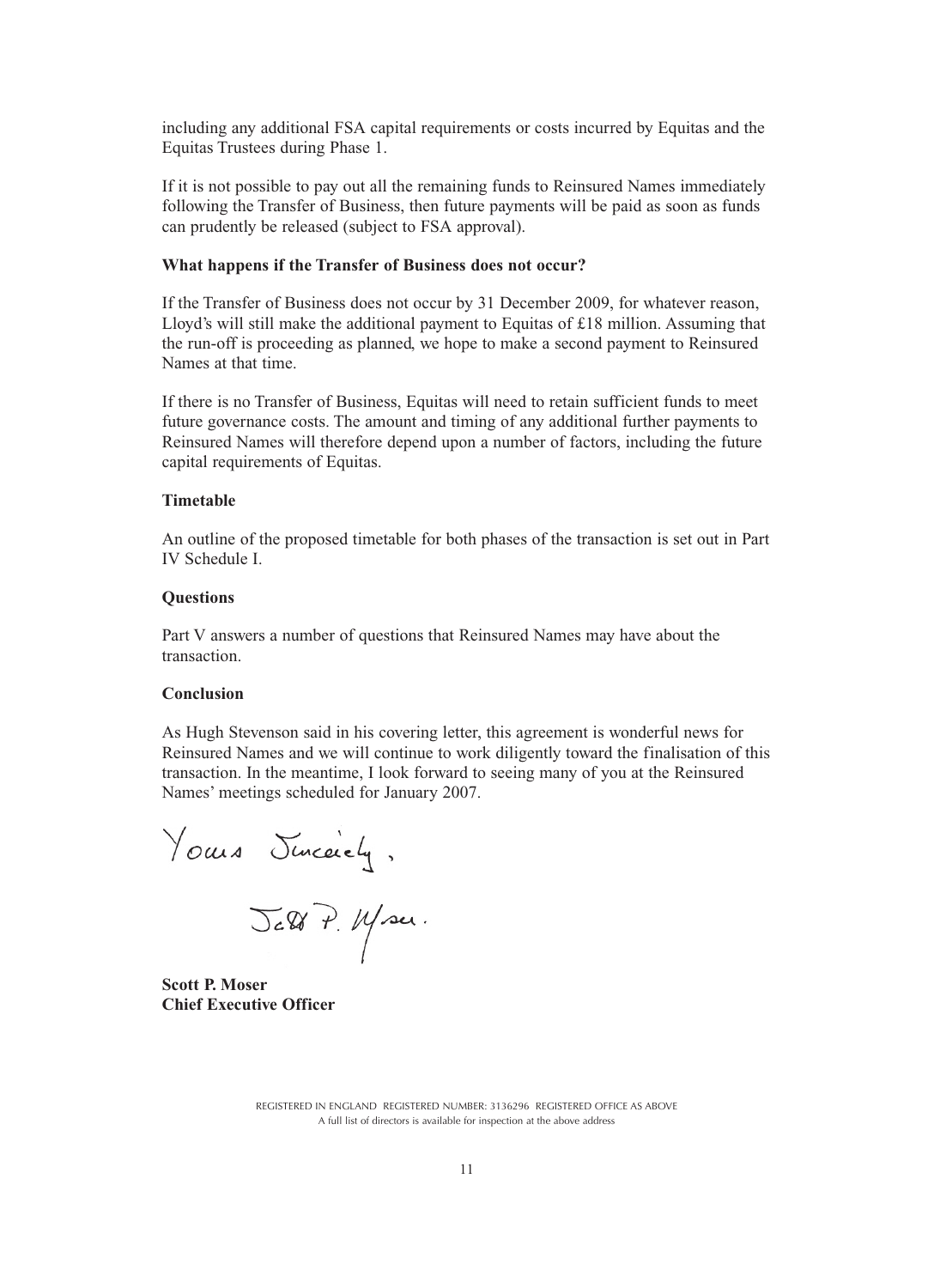including any additional FSA capital requirements or costs incurred by Equitas and the Equitas Trustees during Phase 1.

If it is not possible to pay out all the remaining funds to Reinsured Names immediately following the Transfer of Business, then future payments will be paid as soon as funds can prudently be released (subject to FSA approval).

**What happens if the Transfer of Business does not occur?**

If the Transfer of Business does not occur by 31 December 2009, for whatever reason, Lloyd's will still make the additional payment to Equitas of £18 million. Assuming that the run-off is proceeding as planned, we hope to make a second payment to Reinsured Names at that time.

If there is no Transfer of Business, Equitas will need to retain sufficient funds to meet future governance costs. The amount and timing of any additional further payments to Reinsured Names will therefore depend upon a number of factors, including the future capital requirements of Equitas.

**Timetable**

An outline of the proposed timetable for both phases of the transaction is set out in Part IV Schedule I.

**Questions**

Part V answers a number of questions that Reinsured Names may have about the transaction.

**Conclusion**

As Hugh Stevenson said in his covering letter, this agreement is wonderful news for Reinsured Names and we will continue to work diligently toward the finalisation of this transaction. In the meantime, I look forward to seeing many of you at the Reinsured Names' meetings scheduled for January 2007.

Yours Sincerely,

**Scott P. Moser**
**Chief Executive Officer**

REGISTERED IN ENGLAND REGISTERED NUMBER: 3136296 REGISTERED OFFICE AS ABOVE
A full list of directors is available for inspection at the above address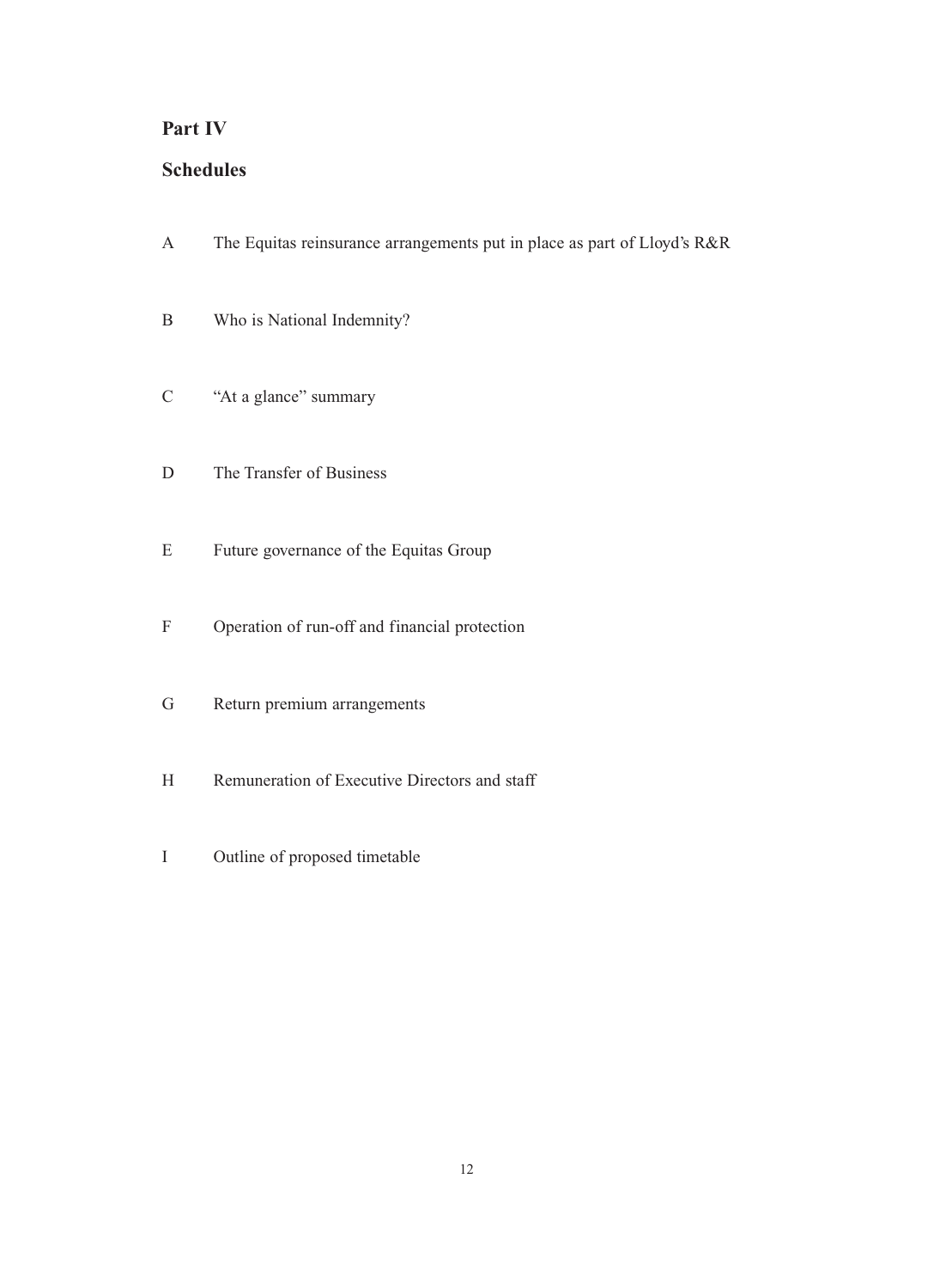## Part IV

## Schedules

A The Equitas reinsurance arrangements put in place as part of Lloyd's R&R

B Who is National Indemnity?

C "At a glance" summary

D The Transfer of Business

E Future governance of the Equitas Group

F Operation of run-off and financial protection

G Return premium arrangements

H Remuneration of Executive Directors and staff

I Outline of proposed timetable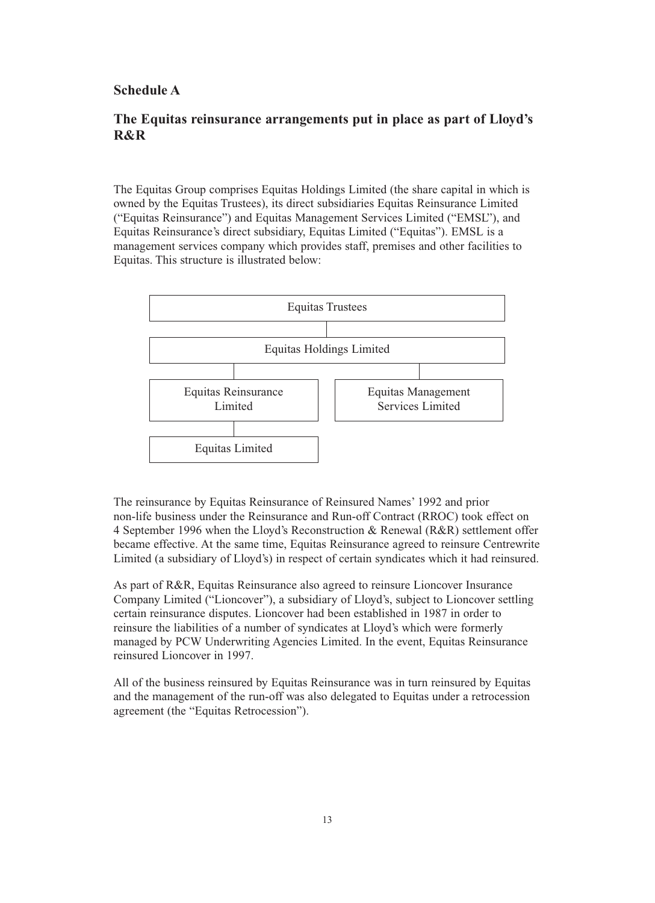## Schedule A

## The Equitas reinsurance arrangements put in place as part of Lloyd's R&R

The Equitas Group comprises Equitas Holdings Limited (the share capital in which is owned by the Equitas Trustees), its direct subsidiaries Equitas Reinsurance Limited ("Equitas Reinsurance") and Equitas Management Services Limited ("EMSL"), and Equitas Reinsurance's direct subsidiary, Equitas Limited ("Equitas"). EMSL is a management services company which provides staff, premises and other facilities to Equitas. This structure is illustrated below:

- Equitas Trustees
  - Equitas Holdings Limited
    - Equitas Reinsurance Limited
      - Equitas Limited
    - Equitas Management Services Limited

The reinsurance by Equitas Reinsurance of Reinsured Names' 1992 and prior non-life business under the Reinsurance and Run-off Contract (RROC) took effect on 4 September 1996 when the Lloyd's Reconstruction & Renewal (R&R) settlement offer became effective. At the same time, Equitas Reinsurance agreed to reinsure Centrewrite Limited (a subsidiary of Lloyd's) in respect of certain syndicates which it had reinsured.

As part of R&R, Equitas Reinsurance also agreed to reinsure Lioncover Insurance Company Limited ("Lioncover"), a subsidiary of Lloyd's, subject to Lioncover settling certain reinsurance disputes. Lioncover had been established in 1987 in order to reinsure the liabilities of a number of syndicates at Lloyd's which were formerly managed by PCW Underwriting Agencies Limited. In the event, Equitas Reinsurance reinsured Lioncover in 1997.

All of the business reinsured by Equitas Reinsurance was in turn reinsured by Equitas and the management of the run-off was also delegated to Equitas under a retrocession agreement (the "Equitas Retrocession").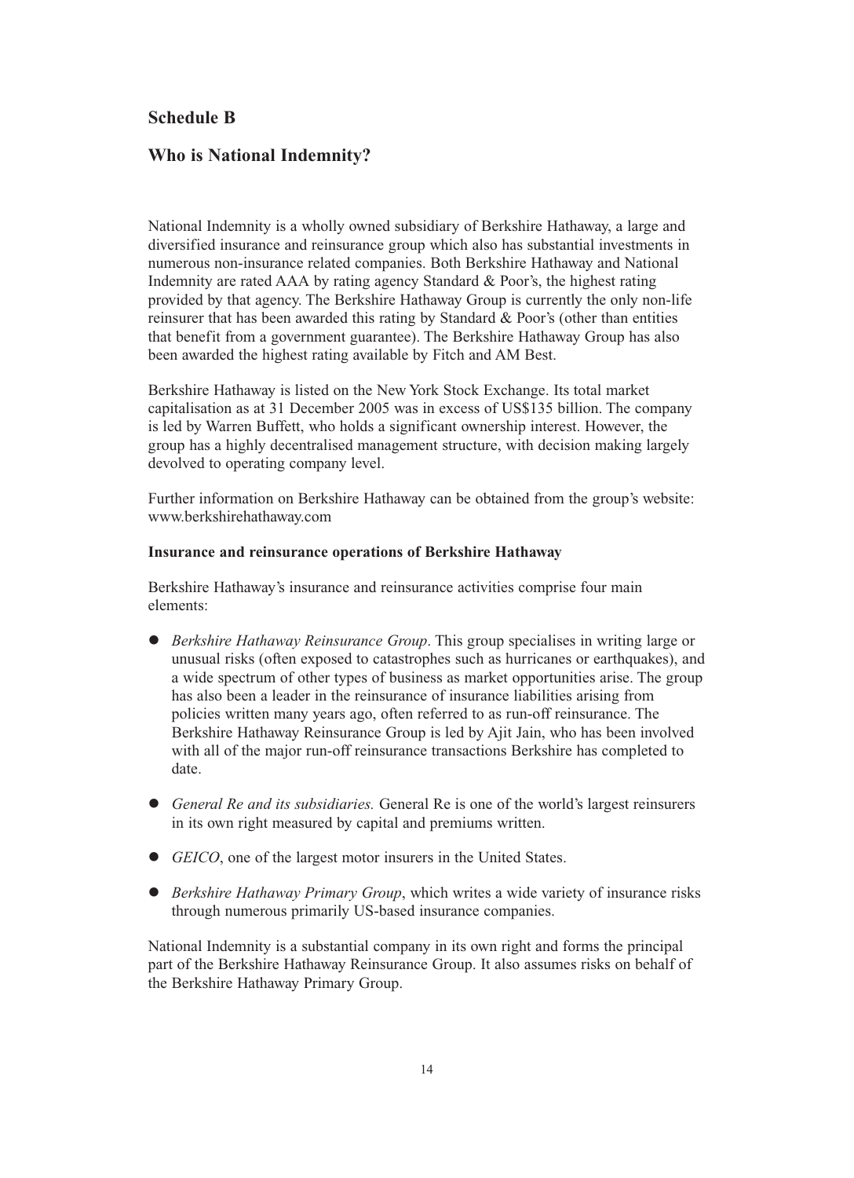## Schedule B

## Who is National Indemnity?

National Indemnity is a wholly owned subsidiary of Berkshire Hathaway, a large and diversified insurance and reinsurance group which also has substantial investments in numerous non-insurance related companies. Both Berkshire Hathaway and National Indemnity are rated AAA by rating agency Standard & Poor's, the highest rating provided by that agency. The Berkshire Hathaway Group is currently the only non-life reinsurer that has been awarded this rating by Standard & Poor's (other than entities that benefit from a government guarantee). The Berkshire Hathaway Group has also been awarded the highest rating available by Fitch and AM Best.

Berkshire Hathaway is listed on the New York Stock Exchange. Its total market capitalisation as at 31 December 2005 was in excess of US$135 billion. The company is led by Warren Buffett, who holds a significant ownership interest. However, the group has a highly decentralised management structure, with decision making largely devolved to operating company level.

Further information on Berkshire Hathaway can be obtained from the group's website: www.berkshirehathaway.com

**Insurance and reinsurance operations of Berkshire Hathaway**

Berkshire Hathaway's insurance and reinsurance activities comprise four main elements:

- *Berkshire Hathaway Reinsurance Group*. This group specialises in writing large or unusual risks (often exposed to catastrophes such as hurricanes or earthquakes), and a wide spectrum of other types of business as market opportunities arise. The group has also been a leader in the reinsurance of insurance liabilities arising from policies written many years ago, often referred to as run-off reinsurance. The Berkshire Hathaway Reinsurance Group is led by Ajit Jain, who has been involved with all of the major run-off reinsurance transactions Berkshire has completed to date.
- *General Re and its subsidiaries.* General Re is one of the world's largest reinsurers in its own right measured by capital and premiums written.
- *GEICO*, one of the largest motor insurers in the United States.
- *Berkshire Hathaway Primary Group*, which writes a wide variety of insurance risks through numerous primarily US-based insurance companies.

National Indemnity is a substantial company in its own right and forms the principal part of the Berkshire Hathaway Reinsurance Group. It also assumes risks on behalf of the Berkshire Hathaway Primary Group.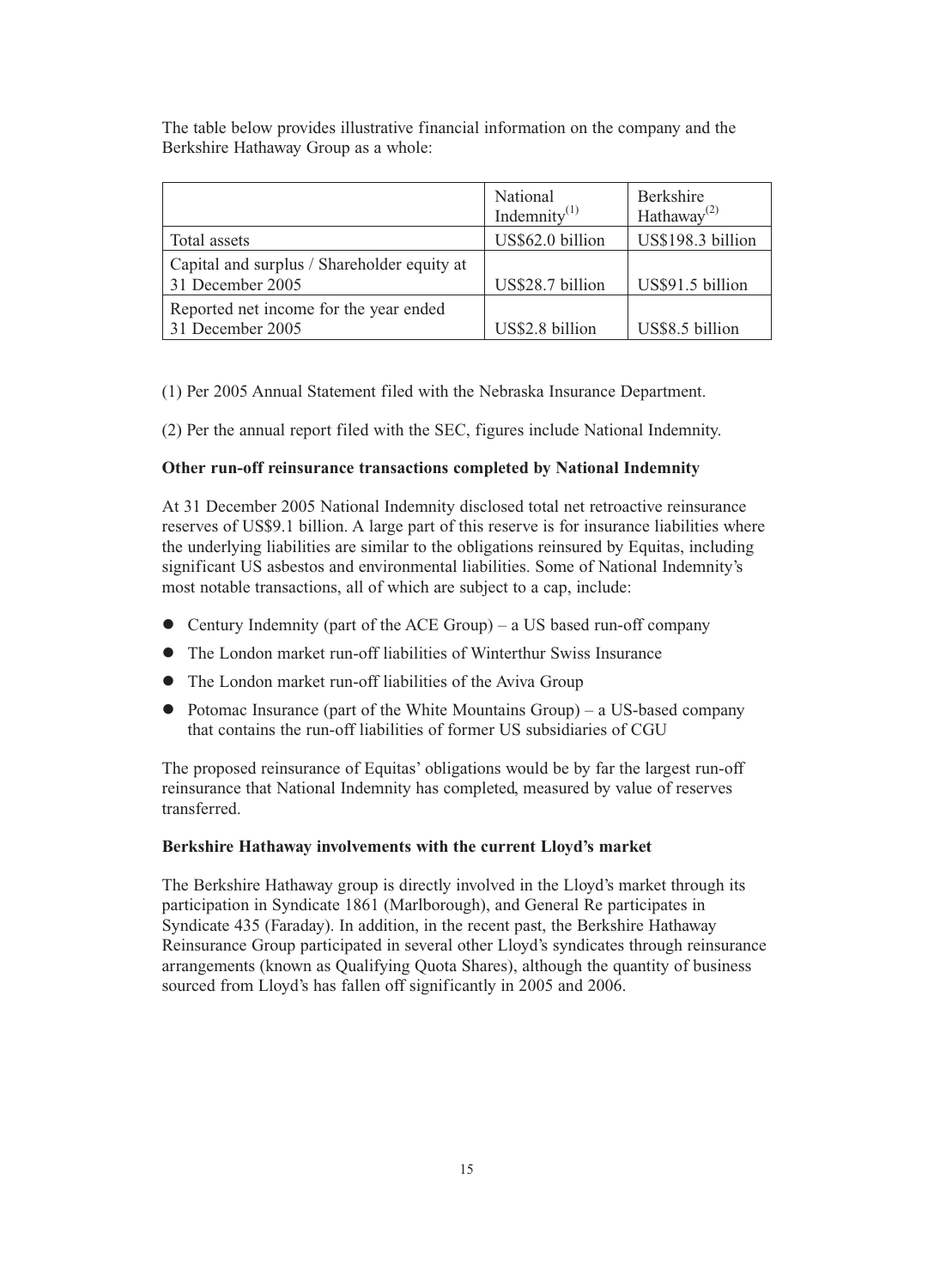The table below provides illustrative financial information on the company and the Berkshire Hathaway Group as a whole:

| | National Indemnity[(1)] | Berkshire Hathaway[(2)] |
|---|---|---|
| Total assets | US$62.0 billion | US$198.3 billion |
| Capital and surplus / Shareholder equity at 31 December 2005 | US$28.7 billion | US$91.5 billion |
| Reported net income for the year ended 31 December 2005 | US$2.8 billion | US$8.5 billion |

(1) Per 2005 Annual Statement filed with the Nebraska Insurance Department.

(2) Per the annual report filed with the SEC, figures include National Indemnity.

**Other run-off reinsurance transactions completed by National Indemnity**

At 31 December 2005 National Indemnity disclosed total net retroactive reinsurance reserves of US$9.1 billion. A large part of this reserve is for insurance liabilities where the underlying liabilities are similar to the obligations reinsured by Equitas, including significant US asbestos and environmental liabilities. Some of National Indemnity's most notable transactions, all of which are subject to a cap, include:

- Century Indemnity (part of the ACE Group) – a US based run-off company
- The London market run-off liabilities of Winterthur Swiss Insurance
- The London market run-off liabilities of the Aviva Group
- Potomac Insurance (part of the White Mountains Group) – a US-based company that contains the run-off liabilities of former US subsidiaries of CGU

The proposed reinsurance of Equitas' obligations would be by far the largest run-off reinsurance that National Indemnity has completed, measured by value of reserves transferred.

**Berkshire Hathaway involvements with the current Lloyd's market**

The Berkshire Hathaway group is directly involved in the Lloyd's market through its participation in Syndicate 1861 (Marlborough), and General Re participates in Syndicate 435 (Faraday). In addition, in the recent past, the Berkshire Hathaway Reinsurance Group participated in several other Lloyd's syndicates through reinsurance arrangements (known as Qualifying Quota Shares), although the quantity of business sourced from Lloyd's has fallen off significantly in 2005 and 2006.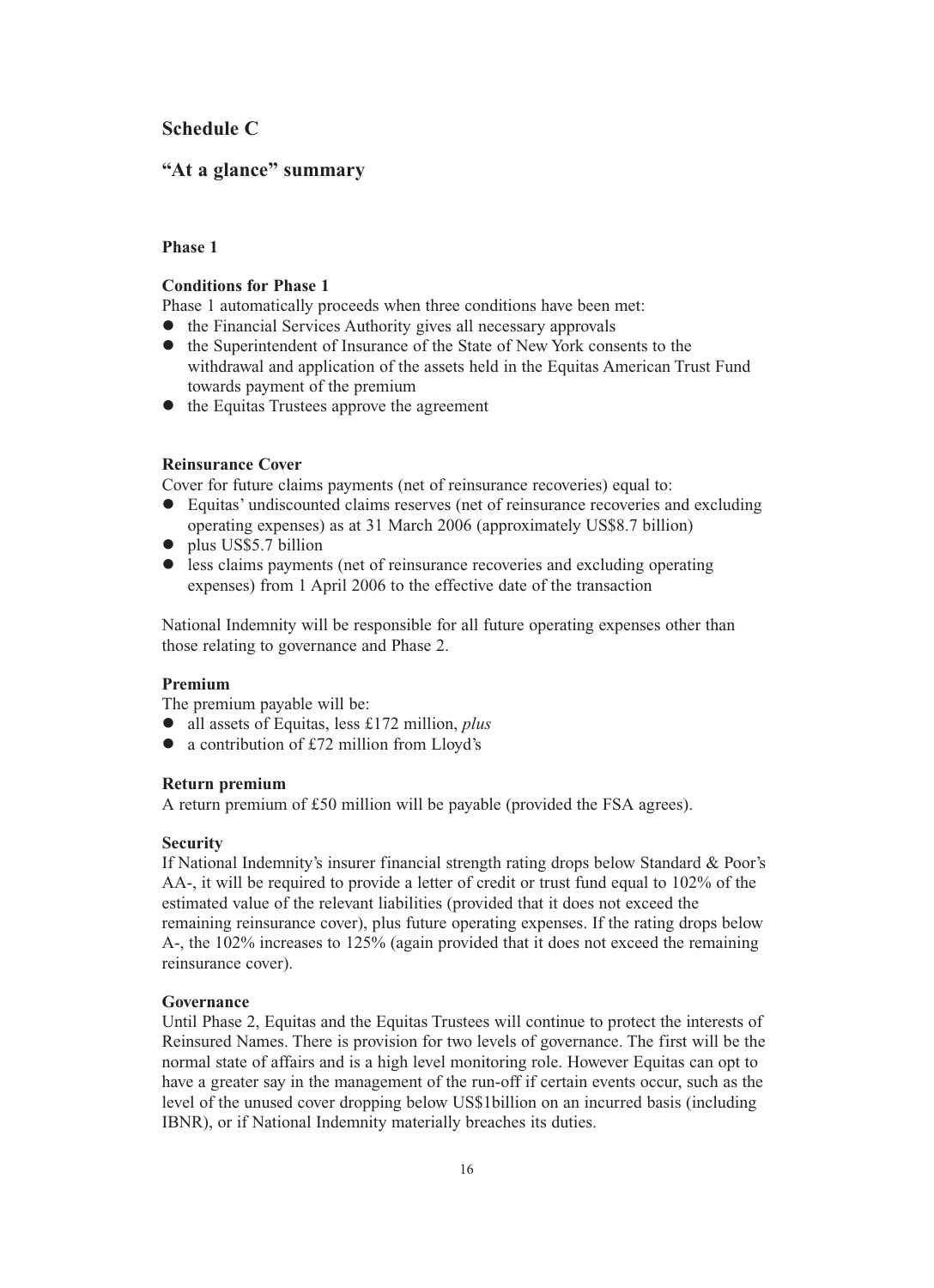## Schedule C

## "At a glance" summary

### Phase 1

**Conditions for Phase 1**

Phase 1 automatically proceeds when three conditions have been met:

- the Financial Services Authority gives all necessary approvals
- the Superintendent of Insurance of the State of New York consents to the withdrawal and application of the assets held in the Equitas American Trust Fund towards payment of the premium
- the Equitas Trustees approve the agreement

**Reinsurance Cover**

Cover for future claims payments (net of reinsurance recoveries) equal to:

- Equitas' undiscounted claims reserves (net of reinsurance recoveries and excluding operating expenses) as at 31 March 2006 (approximately US$8.7 billion)
- plus US$5.7 billion
- less claims payments (net of reinsurance recoveries and excluding operating expenses) from 1 April 2006 to the effective date of the transaction

National Indemnity will be responsible for all future operating expenses other than those relating to governance and Phase 2.

**Premium**

The premium payable will be:

- all assets of Equitas, less £172 million, *plus*
- a contribution of £72 million from Lloyd's

**Return premium**

A return premium of £50 million will be payable (provided the FSA agrees).

**Security**

If National Indemnity's insurer financial strength rating drops below Standard & Poor's AA-, it will be required to provide a letter of credit or trust fund equal to 102% of the estimated value of the relevant liabilities (provided that it does not exceed the remaining reinsurance cover), plus future operating expenses. If the rating drops below A-, the 102% increases to 125% (again provided that it does not exceed the remaining reinsurance cover).

**Governance**

Until Phase 2, Equitas and the Equitas Trustees will continue to protect the interests of Reinsured Names. There is provision for two levels of governance. The first will be the normal state of affairs and is a high level monitoring role. However Equitas can opt to have a greater say in the management of the run-off if certain events occur, such as the level of the unused cover dropping below US$1billion on an incurred basis (including IBNR), or if National Indemnity materially breaches its duties.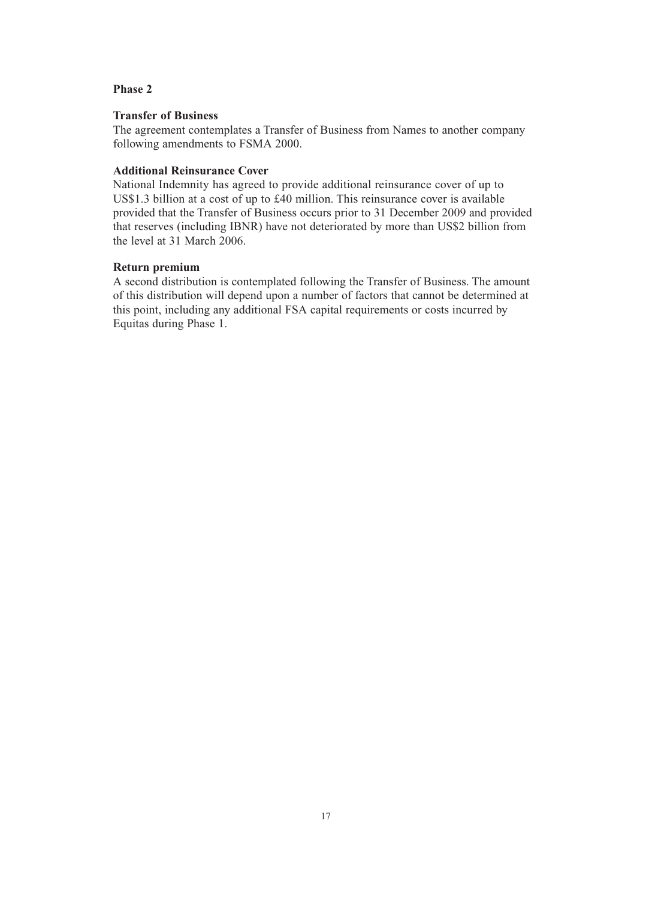## Phase 2

### Transfer of Business

The agreement contemplates a Transfer of Business from Names to another company following amendments to FSMA 2000.

### Additional Reinsurance Cover

National Indemnity has agreed to provide additional reinsurance cover of up to US$1.3 billion at a cost of up to £40 million. This reinsurance cover is available provided that the Transfer of Business occurs prior to 31 December 2009 and provided that reserves (including IBNR) have not deteriorated by more than US$2 billion from the level at 31 March 2006.

### Return premium

A second distribution is contemplated following the Transfer of Business. The amount of this distribution will depend upon a number of factors that cannot be determined at this point, including any additional FSA capital requirements or costs incurred by Equitas during Phase 1.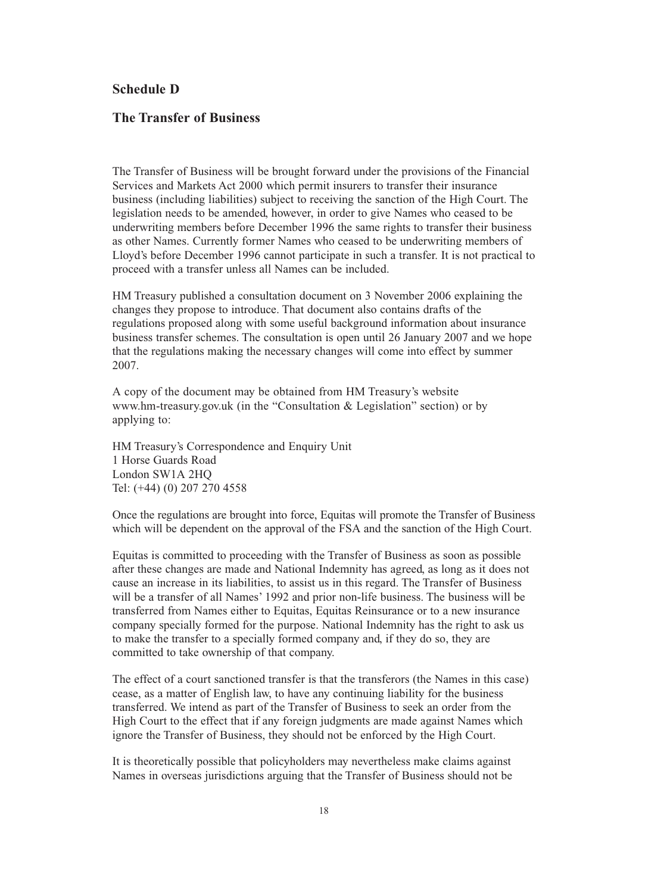## Schedule D

## The Transfer of Business

The Transfer of Business will be brought forward under the provisions of the Financial Services and Markets Act 2000 which permit insurers to transfer their insurance business (including liabilities) subject to receiving the sanction of the High Court. The legislation needs to be amended, however, in order to give Names who ceased to be underwriting members before December 1996 the same rights to transfer their business as other Names. Currently former Names who ceased to be underwriting members of Lloyd's before December 1996 cannot participate in such a transfer. It is not practical to proceed with a transfer unless all Names can be included.

HM Treasury published a consultation document on 3 November 2006 explaining the changes they propose to introduce. That document also contains drafts of the regulations proposed along with some useful background information about insurance business transfer schemes. The consultation is open until 26 January 2007 and we hope that the regulations making the necessary changes will come into effect by summer 2007.

A copy of the document may be obtained from HM Treasury's website www.hm-treasury.gov.uk (in the "Consultation & Legislation" section) or by applying to:

HM Treasury's Correspondence and Enquiry Unit
1 Horse Guards Road
London SW1A 2HQ
Tel: (+44) (0) 207 270 4558

Once the regulations are brought into force, Equitas will promote the Transfer of Business which will be dependent on the approval of the FSA and the sanction of the High Court.

Equitas is committed to proceeding with the Transfer of Business as soon as possible after these changes are made and National Indemnity has agreed, as long as it does not cause an increase in its liabilities, to assist us in this regard. The Transfer of Business will be a transfer of all Names' 1992 and prior non-life business. The business will be transferred from Names either to Equitas, Equitas Reinsurance or to a new insurance company specially formed for the purpose. National Indemnity has the right to ask us to make the transfer to a specially formed company and, if they do so, they are committed to take ownership of that company.

The effect of a court sanctioned transfer is that the transferors (the Names in this case) cease, as a matter of English law, to have any continuing liability for the business transferred. We intend as part of the Transfer of Business to seek an order from the High Court to the effect that if any foreign judgments are made against Names which ignore the Transfer of Business, they should not be enforced by the High Court.

It is theoretically possible that policyholders may nevertheless make claims against Names in overseas jurisdictions arguing that the Transfer of Business should not be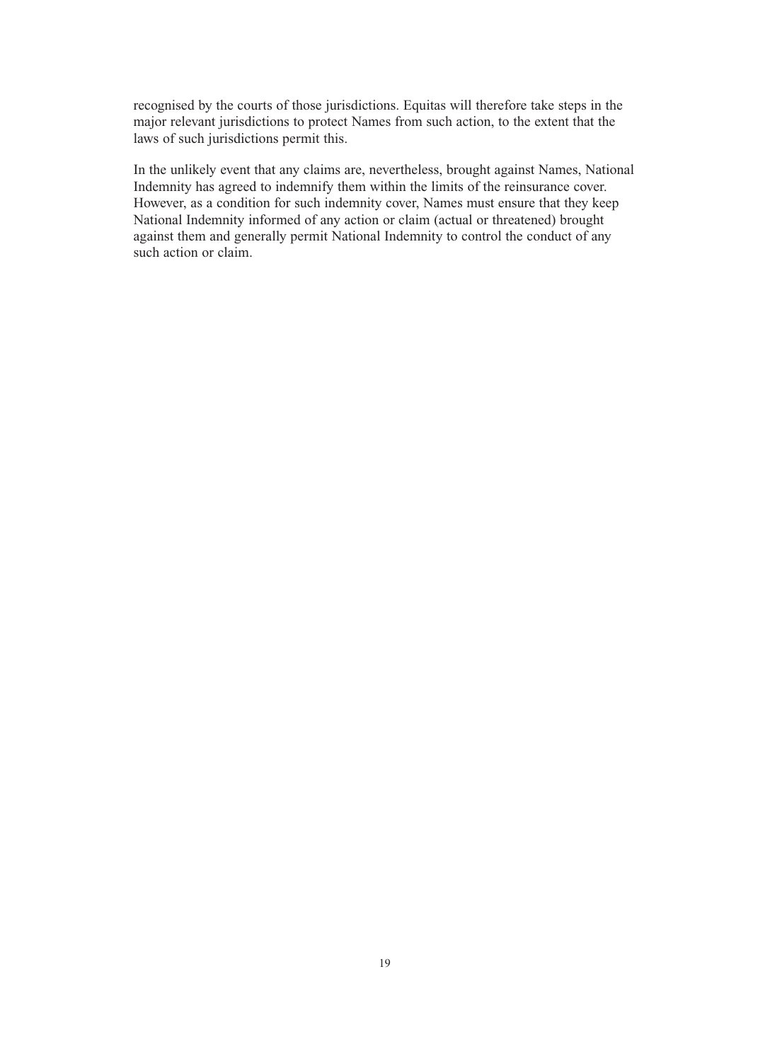recognised by the courts of those jurisdictions. Equitas will therefore take steps in the major relevant jurisdictions to protect Names from such action, to the extent that the laws of such jurisdictions permit this.

In the unlikely event that any claims are, nevertheless, brought against Names, National Indemnity has agreed to indemnify them within the limits of the reinsurance cover. However, as a condition for such indemnity cover, Names must ensure that they keep National Indemnity informed of any action or claim (actual or threatened) brought against them and generally permit National Indemnity to control the conduct of any such action or claim.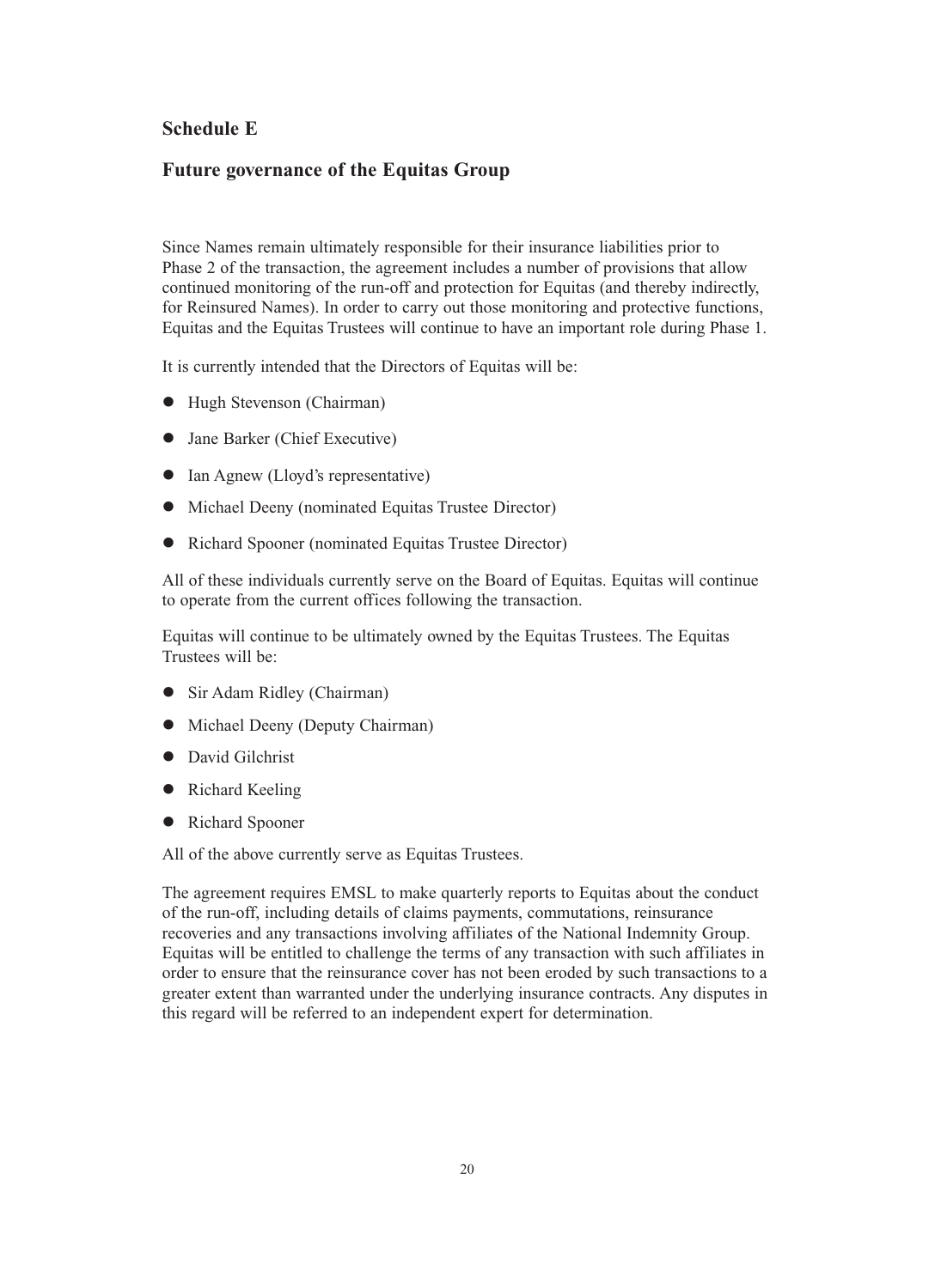## Schedule E

## Future governance of the Equitas Group

Since Names remain ultimately responsible for their insurance liabilities prior to Phase 2 of the transaction, the agreement includes a number of provisions that allow continued monitoring of the run-off and protection for Equitas (and thereby indirectly, for Reinsured Names). In order to carry out those monitoring and protective functions, Equitas and the Equitas Trustees will continue to have an important role during Phase 1.

It is currently intended that the Directors of Equitas will be:

- Hugh Stevenson (Chairman)
- Jane Barker (Chief Executive)
- Ian Agnew (Lloyd's representative)
- Michael Deeny (nominated Equitas Trustee Director)
- Richard Spooner (nominated Equitas Trustee Director)

All of these individuals currently serve on the Board of Equitas. Equitas will continue to operate from the current offices following the transaction.

Equitas will continue to be ultimately owned by the Equitas Trustees. The Equitas Trustees will be:

- Sir Adam Ridley (Chairman)
- Michael Deeny (Deputy Chairman)
- David Gilchrist
- Richard Keeling
- Richard Spooner

All of the above currently serve as Equitas Trustees.

The agreement requires EMSL to make quarterly reports to Equitas about the conduct of the run-off, including details of claims payments, commutations, reinsurance recoveries and any transactions involving affiliates of the National Indemnity Group. Equitas will be entitled to challenge the terms of any transaction with such affiliates in order to ensure that the reinsurance cover has not been eroded by such transactions to a greater extent than warranted under the underlying insurance contracts. Any disputes in this regard will be referred to an independent expert for determination.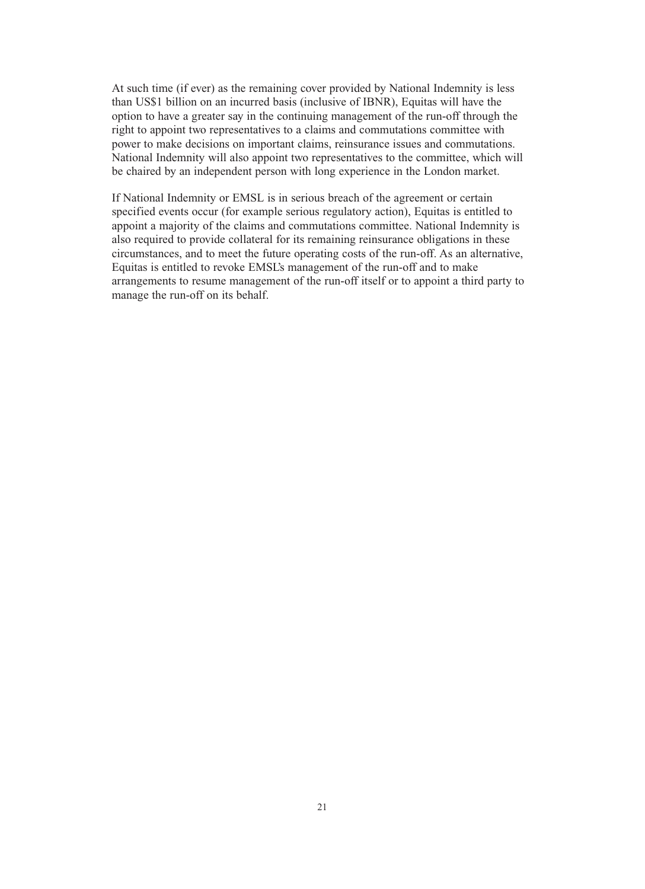At such time (if ever) as the remaining cover provided by National Indemnity is less than US$1 billion on an incurred basis (inclusive of IBNR), Equitas will have the option to have a greater say in the continuing management of the run-off through the right to appoint two representatives to a claims and commutations committee with power to make decisions on important claims, reinsurance issues and commutations. National Indemnity will also appoint two representatives to the committee, which will be chaired by an independent person with long experience in the London market.

If National Indemnity or EMSL is in serious breach of the agreement or certain specified events occur (for example serious regulatory action), Equitas is entitled to appoint a majority of the claims and commutations committee. National Indemnity is also required to provide collateral for its remaining reinsurance obligations in these circumstances, and to meet the future operating costs of the run-off. As an alternative, Equitas is entitled to revoke EMSL's management of the run-off and to make arrangements to resume management of the run-off itself or to appoint a third party to manage the run-off on its behalf.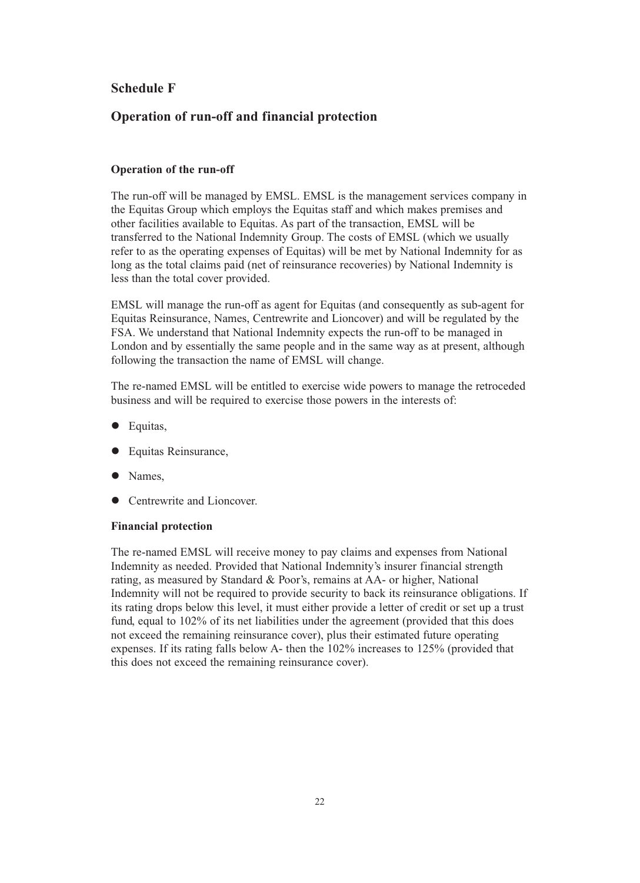## Schedule F

## Operation of run-off and financial protection

### Operation of the run-off

The run-off will be managed by EMSL. EMSL is the management services company in the Equitas Group which employs the Equitas staff and which makes premises and other facilities available to Equitas. As part of the transaction, EMSL will be transferred to the National Indemnity Group. The costs of EMSL (which we usually refer to as the operating expenses of Equitas) will be met by National Indemnity for as long as the total claims paid (net of reinsurance recoveries) by National Indemnity is less than the total cover provided.

EMSL will manage the run-off as agent for Equitas (and consequently as sub-agent for Equitas Reinsurance, Names, Centrewrite and Lioncover) and will be regulated by the FSA. We understand that National Indemnity expects the run-off to be managed in London and by essentially the same people and in the same way as at present, although following the transaction the name of EMSL will change.

The re-named EMSL will be entitled to exercise wide powers to manage the retroceded business and will be required to exercise those powers in the interests of:

- Equitas,
- Equitas Reinsurance,
- Names,
- Centrewrite and Lioncover.

### Financial protection

The re-named EMSL will receive money to pay claims and expenses from National Indemnity as needed. Provided that National Indemnity's insurer financial strength rating, as measured by Standard & Poor's, remains at AA- or higher, National Indemnity will not be required to provide security to back its reinsurance obligations. If its rating drops below this level, it must either provide a letter of credit or set up a trust fund, equal to 102% of its net liabilities under the agreement (provided that this does not exceed the remaining reinsurance cover), plus their estimated future operating expenses. If its rating falls below A- then the 102% increases to 125% (provided that this does not exceed the remaining reinsurance cover).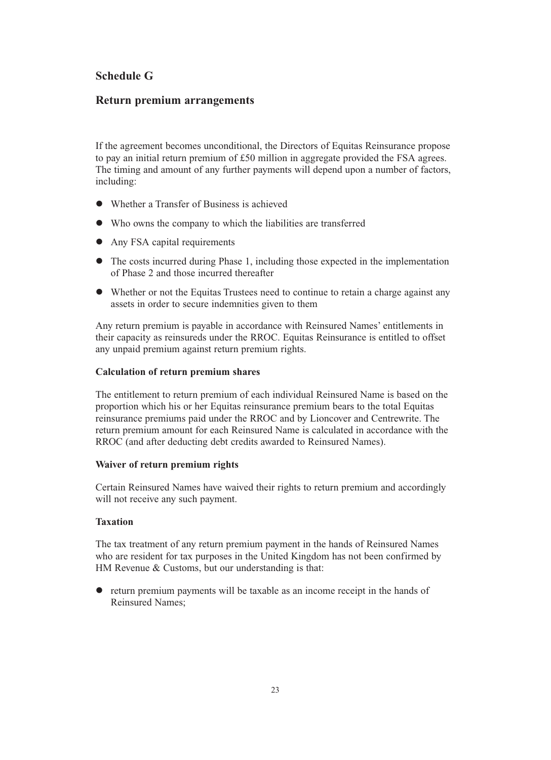## Schedule G

## Return premium arrangements

If the agreement becomes unconditional, the Directors of Equitas Reinsurance propose to pay an initial return premium of £50 million in aggregate provided the FSA agrees. The timing and amount of any further payments will depend upon a number of factors, including:

- Whether a Transfer of Business is achieved
- Who owns the company to which the liabilities are transferred
- Any FSA capital requirements
- The costs incurred during Phase 1, including those expected in the implementation of Phase 2 and those incurred thereafter
- Whether or not the Equitas Trustees need to continue to retain a charge against any assets in order to secure indemnities given to them

Any return premium is payable in accordance with Reinsured Names' entitlements in their capacity as reinsureds under the RROC. Equitas Reinsurance is entitled to offset any unpaid premium against return premium rights.

**Calculation of return premium shares**

The entitlement to return premium of each individual Reinsured Name is based on the proportion which his or her Equitas reinsurance premium bears to the total Equitas reinsurance premiums paid under the RROC and by Lioncover and Centrewrite. The return premium amount for each Reinsured Name is calculated in accordance with the RROC (and after deducting debt credits awarded to Reinsured Names).

**Waiver of return premium rights**

Certain Reinsured Names have waived their rights to return premium and accordingly will not receive any such payment.

**Taxation**

The tax treatment of any return premium payment in the hands of Reinsured Names who are resident for tax purposes in the United Kingdom has not been confirmed by HM Revenue & Customs, but our understanding is that:

- return premium payments will be taxable as an income receipt in the hands of Reinsured Names;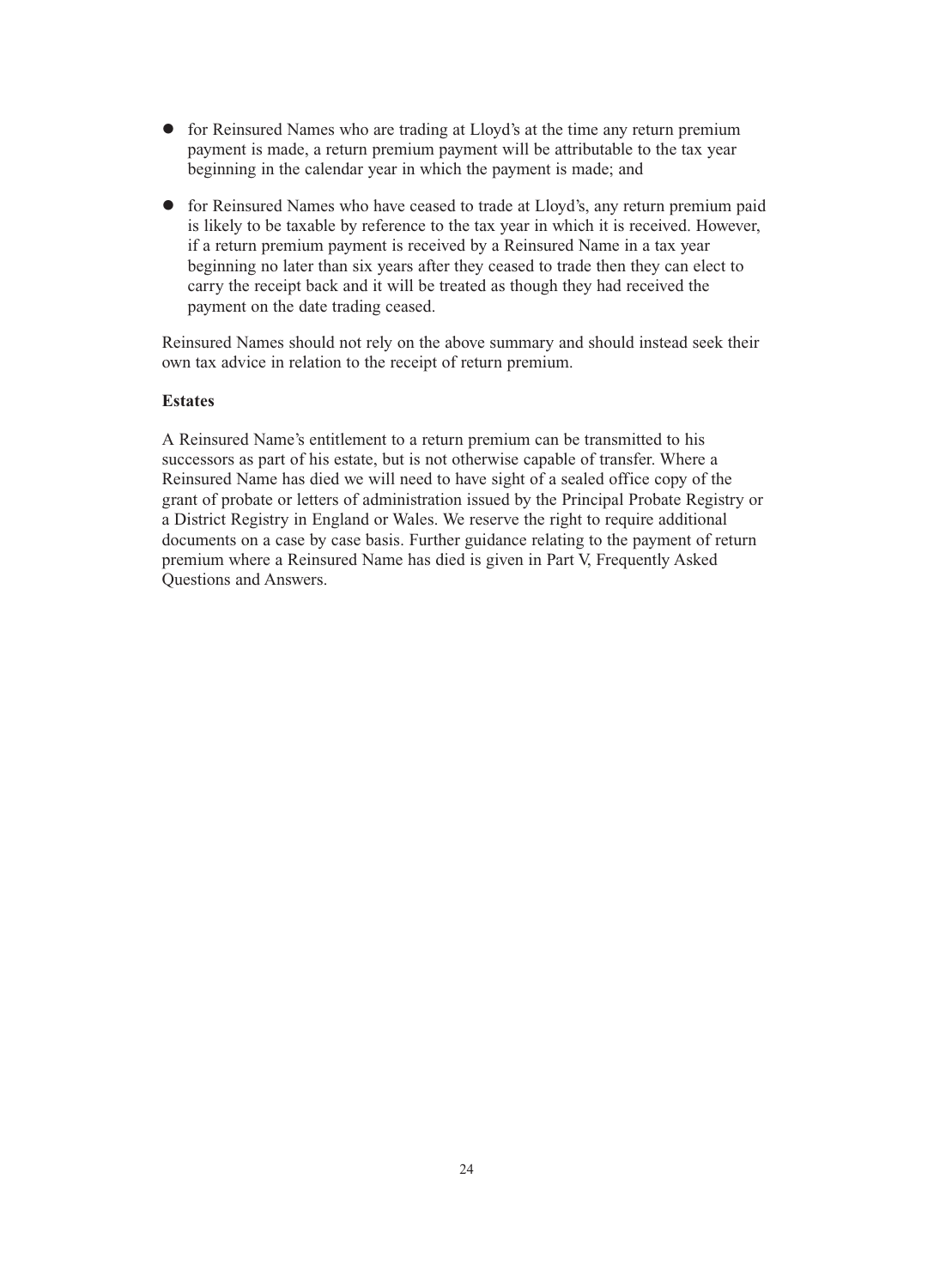- for Reinsured Names who are trading at Lloyd's at the time any return premium payment is made, a return premium payment will be attributable to the tax year beginning in the calendar year in which the payment is made; and

- for Reinsured Names who have ceased to trade at Lloyd's, any return premium paid is likely to be taxable by reference to the tax year in which it is received. However, if a return premium payment is received by a Reinsured Name in a tax year beginning no later than six years after they ceased to trade then they can elect to carry the receipt back and it will be treated as though they had received the payment on the date trading ceased.

Reinsured Names should not rely on the above summary and should instead seek their own tax advice in relation to the receipt of return premium.

**Estates**

A Reinsured Name's entitlement to a return premium can be transmitted to his successors as part of his estate, but is not otherwise capable of transfer. Where a Reinsured Name has died we will need to have sight of a sealed office copy of the grant of probate or letters of administration issued by the Principal Probate Registry or a District Registry in England or Wales. We reserve the right to require additional documents on a case by case basis. Further guidance relating to the payment of return premium where a Reinsured Name has died is given in Part V, Frequently Asked Questions and Answers.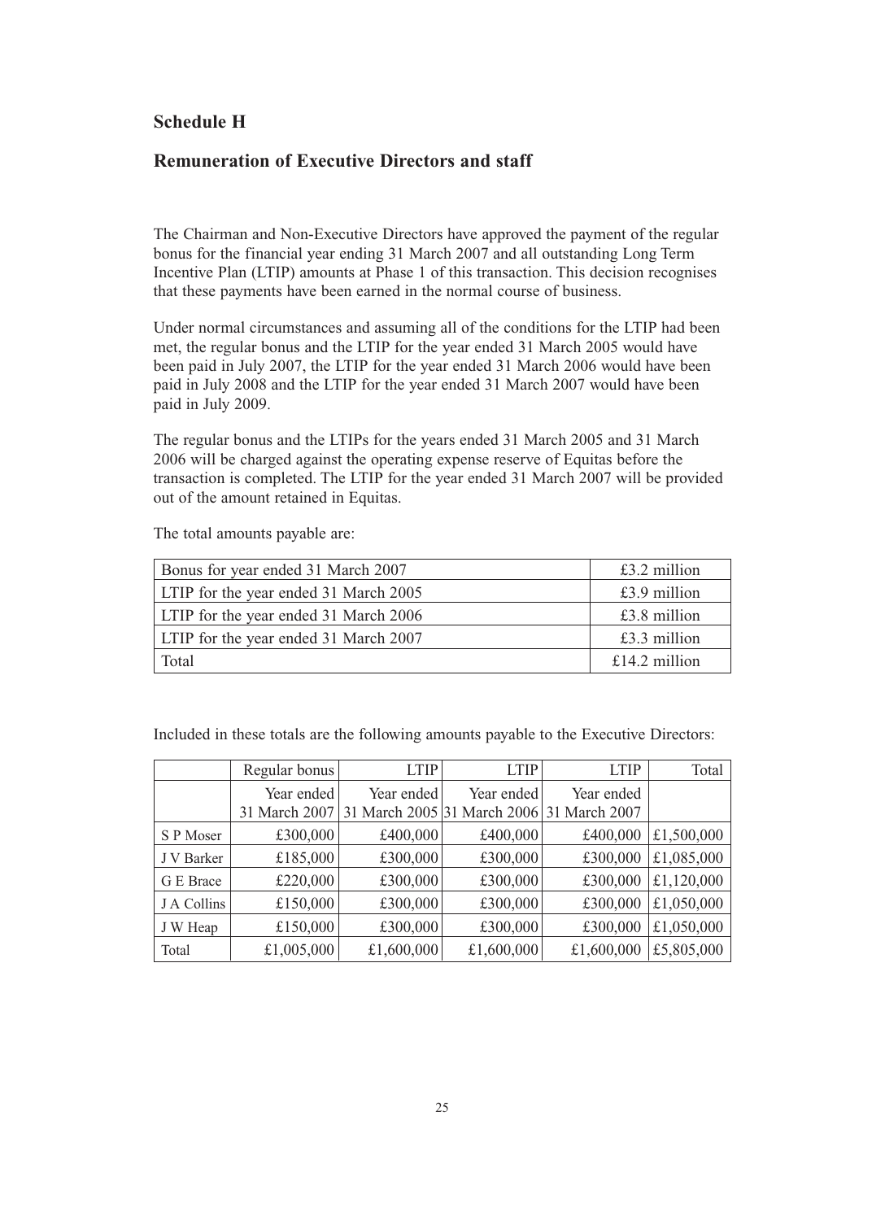## Schedule H

## Remuneration of Executive Directors and staff

The Chairman and Non-Executive Directors have approved the payment of the regular bonus for the financial year ending 31 March 2007 and all outstanding Long Term Incentive Plan (LTIP) amounts at Phase 1 of this transaction. This decision recognises that these payments have been earned in the normal course of business.

Under normal circumstances and assuming all of the conditions for the LTIP had been met, the regular bonus and the LTIP for the year ended 31 March 2005 would have been paid in July 2007, the LTIP for the year ended 31 March 2006 would have been paid in July 2008 and the LTIP for the year ended 31 March 2007 would have been paid in July 2009.

The regular bonus and the LTIPs for the years ended 31 March 2005 and 31 March 2006 will be charged against the operating expense reserve of Equitas before the transaction is completed. The LTIP for the year ended 31 March 2007 will be provided out of the amount retained in Equitas.

The total amounts payable are:

| | |
|---|---|
| Bonus for year ended 31 March 2007 | £3.2 million |
| LTIP for the year ended 31 March 2005 | £3.9 million |
| LTIP for the year ended 31 March 2006 | £3.8 million |
| LTIP for the year ended 31 March 2007 | £3.3 million |
| Total | £14.2 million |

Included in these totals are the following amounts payable to the Executive Directors:

| | Regular bonus | LTIP | LTIP | LTIP | Total |
|---|---|---|---|---|---|
| | Year ended 31 March 2007 | Year ended 31 March 2005 | Year ended 31 March 2006 | Year ended 31 March 2007 | |
| S P Moser | £300,000 | £400,000 | £400,000 | £400,000 | £1,500,000 |
| J V Barker | £185,000 | £300,000 | £300,000 | £300,000 | £1,085,000 |
| G E Brace | £220,000 | £300,000 | £300,000 | £300,000 | £1,120,000 |
| J A Collins | £150,000 | £300,000 | £300,000 | £300,000 | £1,050,000 |
| J W Heap | £150,000 | £300,000 | £300,000 | £300,000 | £1,050,000 |
| Total | £1,005,000 | £1,600,000 | £1,600,000 | £1,600,000 | £5,805,000 |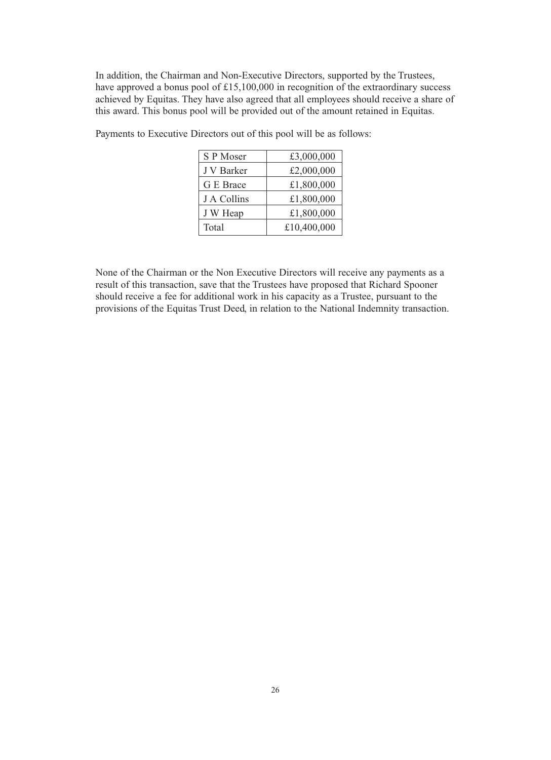In addition, the Chairman and Non-Executive Directors, supported by the Trustees, have approved a bonus pool of £15,100,000 in recognition of the extraordinary success achieved by Equitas. They have also agreed that all employees should receive a share of this award. This bonus pool will be provided out of the amount retained in Equitas.

Payments to Executive Directors out of this pool will be as follows:

| | |
|---|---:|
| S P Moser | £3,000,000 |
| J V Barker | £2,000,000 |
| G E Brace | £1,800,000 |
| J A Collins | £1,800,000 |
| J W Heap | £1,800,000 |
| Total | £10,400,000 |

None of the Chairman or the Non Executive Directors will receive any payments as a result of this transaction, save that the Trustees have proposed that Richard Spooner should receive a fee for additional work in his capacity as a Trustee, pursuant to the provisions of the Equitas Trust Deed, in relation to the National Indemnity transaction.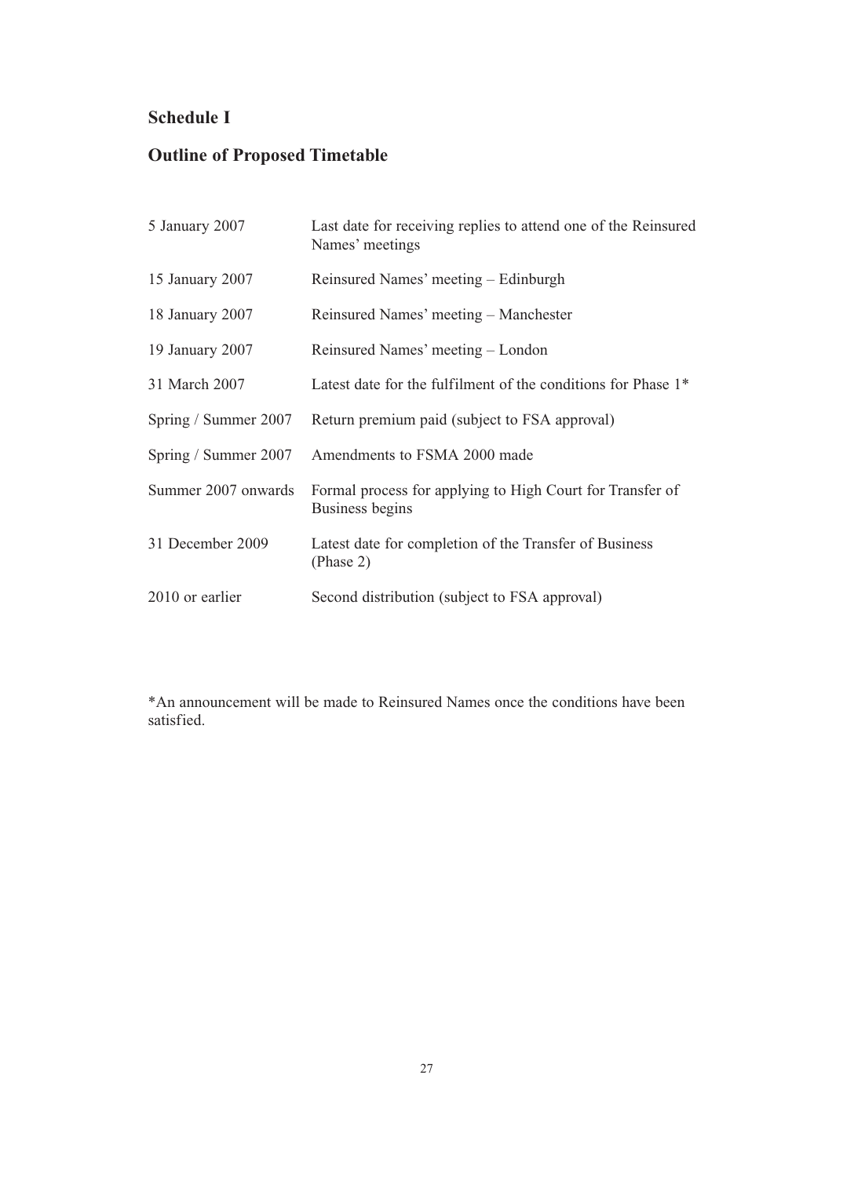## Schedule I

## Outline of Proposed Timetable

| | |
|---|---|
| 5 January 2007 | Last date for receiving replies to attend one of the Reinsured Names' meetings |
| 15 January 2007 | Reinsured Names' meeting – Edinburgh |
| 18 January 2007 | Reinsured Names' meeting – Manchester |
| 19 January 2007 | Reinsured Names' meeting – London |
| 31 March 2007 | Latest date for the fulfilment of the conditions for Phase 1* |
| Spring / Summer 2007 | Return premium paid (subject to FSA approval) |
| Spring / Summer 2007 | Amendments to FSMA 2000 made |
| Summer 2007 onwards | Formal process for applying to High Court for Transfer of Business begins |
| 31 December 2009 | Latest date for completion of the Transfer of Business (Phase 2) |
| 2010 or earlier | Second distribution (subject to FSA approval) |

*An announcement will be made to Reinsured Names once the conditions have been satisfied.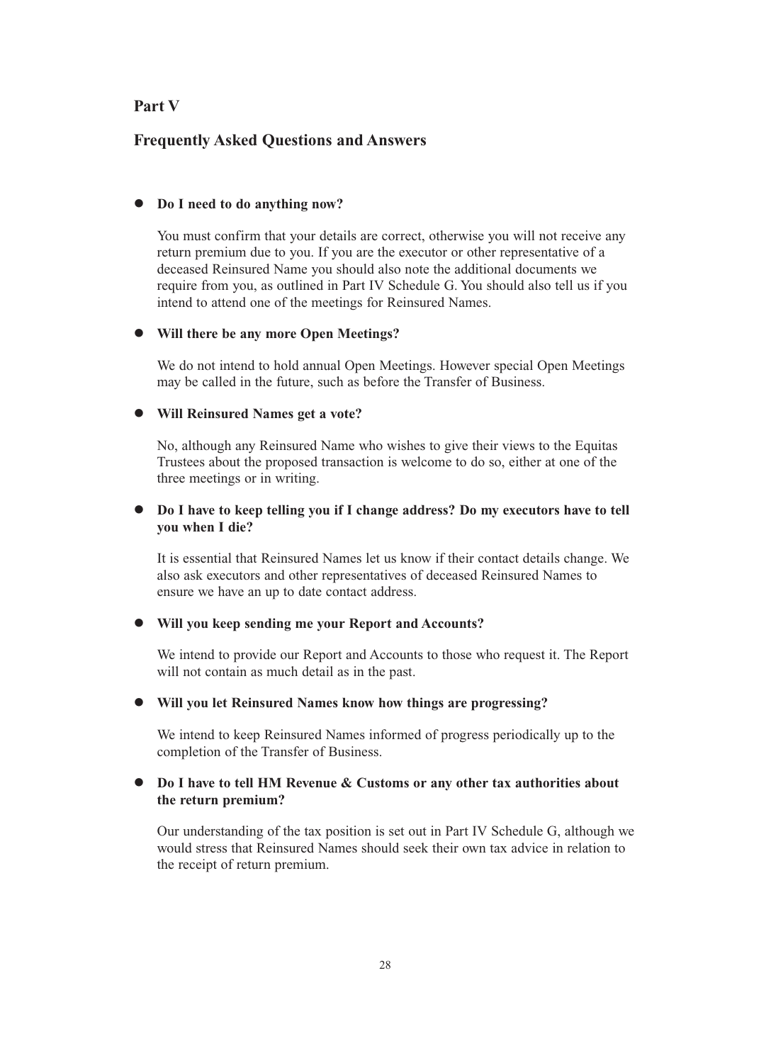## Part V

## Frequently Asked Questions and Answers

- **Do I need to do anything now?**

  You must confirm that your details are correct, otherwise you will not receive any return premium due to you. If you are the executor or other representative of a deceased Reinsured Name you should also note the additional documents we require from you, as outlined in Part IV Schedule G. You should also tell us if you intend to attend one of the meetings for Reinsured Names.

- **Will there be any more Open Meetings?**

  We do not intend to hold annual Open Meetings. However special Open Meetings may be called in the future, such as before the Transfer of Business.

- **Will Reinsured Names get a vote?**

  No, although any Reinsured Name who wishes to give their views to the Equitas Trustees about the proposed transaction is welcome to do so, either at one of the three meetings or in writing.

- **Do I have to keep telling you if I change address? Do my executors have to tell you when I die?**

  It is essential that Reinsured Names let us know if their contact details change. We also ask executors and other representatives of deceased Reinsured Names to ensure we have an up to date contact address.

- **Will you keep sending me your Report and Accounts?**

  We intend to provide our Report and Accounts to those who request it. The Report will not contain as much detail as in the past.

- **Will you let Reinsured Names know how things are progressing?**

  We intend to keep Reinsured Names informed of progress periodically up to the completion of the Transfer of Business.

- **Do I have to tell HM Revenue & Customs or any other tax authorities about the return premium?**

  Our understanding of the tax position is set out in Part IV Schedule G, although we would stress that Reinsured Names should seek their own tax advice in relation to the receipt of return premium.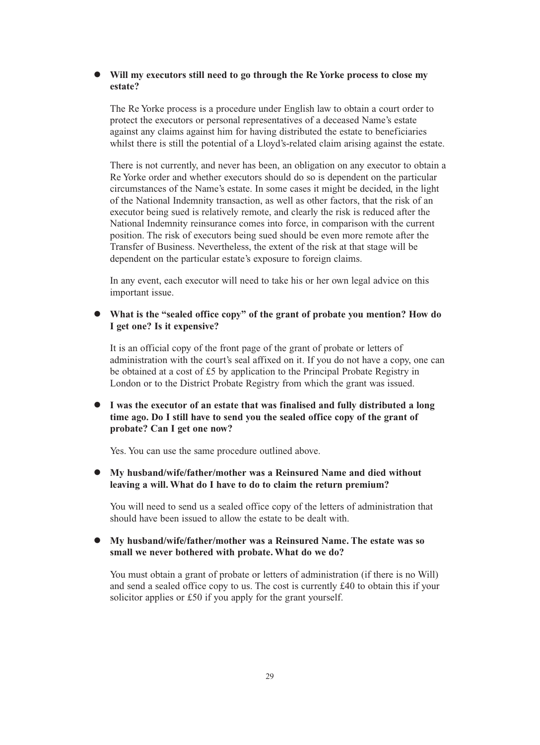- **Will my executors still need to go through the Re Yorke process to close my estate?**

  The Re Yorke process is a procedure under English law to obtain a court order to protect the executors or personal representatives of a deceased Name's estate against any claims against him for having distributed the estate to beneficiaries whilst there is still the potential of a Lloyd's-related claim arising against the estate.

  There is not currently, and never has been, an obligation on any executor to obtain a Re Yorke order and whether executors should do so is dependent on the particular circumstances of the Name's estate. In some cases it might be decided, in the light of the National Indemnity transaction, as well as other factors, that the risk of an executor being sued is relatively remote, and clearly the risk is reduced after the National Indemnity reinsurance comes into force, in comparison with the current position. The risk of executors being sued should be even more remote after the Transfer of Business. Nevertheless, the extent of the risk at that stage will be dependent on the particular estate's exposure to foreign claims.

  In any event, each executor will need to take his or her own legal advice on this important issue.

- **What is the "sealed office copy" of the grant of probate you mention? How do I get one? Is it expensive?**

  It is an official copy of the front page of the grant of probate or letters of administration with the court's seal affixed on it. If you do not have a copy, one can be obtained at a cost of £5 by application to the Principal Probate Registry in London or to the District Probate Registry from which the grant was issued.

- **I was the executor of an estate that was finalised and fully distributed a long time ago. Do I still have to send you the sealed office copy of the grant of probate? Can I get one now?**

  Yes. You can use the same procedure outlined above.

- **My husband/wife/father/mother was a Reinsured Name and died without leaving a will. What do I have to do to claim the return premium?**

  You will need to send us a sealed office copy of the letters of administration that should have been issued to allow the estate to be dealt with.

- **My husband/wife/father/mother was a Reinsured Name. The estate was so small we never bothered with probate. What do we do?**

  You must obtain a grant of probate or letters of administration (if there is no Will) and send a sealed office copy to us. The cost is currently £40 to obtain this if your solicitor applies or £50 if you apply for the grant yourself.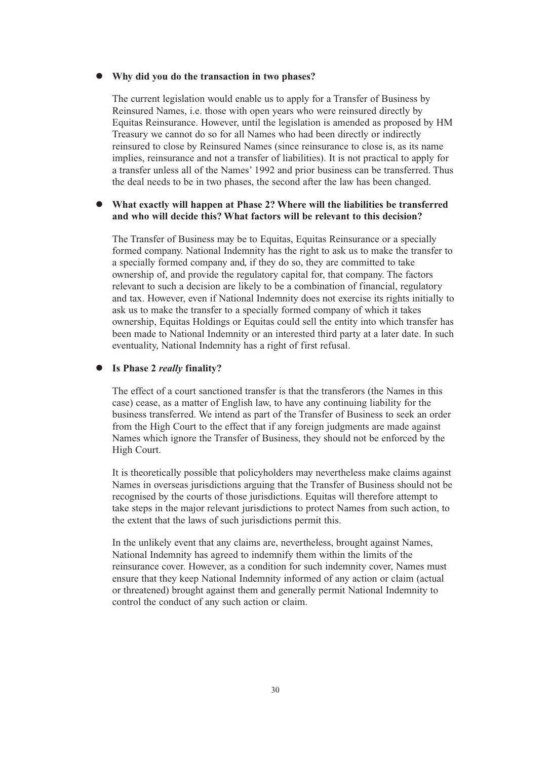- **Why did you do the transaction in two phases?**

  The current legislation would enable us to apply for a Transfer of Business by Reinsured Names, i.e. those with open years who were reinsured directly by Equitas Reinsurance. However, until the legislation is amended as proposed by HM Treasury we cannot do so for all Names who had been directly or indirectly reinsured to close by Reinsured Names (since reinsurance to close is, as its name implies, reinsurance and not a transfer of liabilities). It is not practical to apply for a transfer unless all of the Names' 1992 and prior business can be transferred. Thus the deal needs to be in two phases, the second after the law has been changed.

- **What exactly will happen at Phase 2? Where will the liabilities be transferred and who will decide this? What factors will be relevant to this decision?**

  The Transfer of Business may be to Equitas, Equitas Reinsurance or a specially formed company. National Indemnity has the right to ask us to make the transfer to a specially formed company and, if they do so, they are committed to take ownership of, and provide the regulatory capital for, that company. The factors relevant to such a decision are likely to be a combination of financial, regulatory and tax. However, even if National Indemnity does not exercise its rights initially to ask us to make the transfer to a specially formed company of which it takes ownership, Equitas Holdings or Equitas could sell the entity into which transfer has been made to National Indemnity or an interested third party at a later date. In such eventuality, National Indemnity has a right of first refusal.

- **Is Phase 2 *really* finality?**

  The effect of a court sanctioned transfer is that the transferors (the Names in this case) cease, as a matter of English law, to have any continuing liability for the business transferred. We intend as part of the Transfer of Business to seek an order from the High Court to the effect that if any foreign judgments are made against Names which ignore the Transfer of Business, they should not be enforced by the High Court.

  It is theoretically possible that policyholders may nevertheless make claims against Names in overseas jurisdictions arguing that the Transfer of Business should not be recognised by the courts of those jurisdictions. Equitas will therefore attempt to take steps in the major relevant jurisdictions to protect Names from such action, to the extent that the laws of such jurisdictions permit this.

  In the unlikely event that any claims are, nevertheless, brought against Names, National Indemnity has agreed to indemnify them within the limits of the reinsurance cover. However, as a condition for such indemnity cover, Names must ensure that they keep National Indemnity informed of any action or claim (actual or threatened) brought against them and generally permit National Indemnity to control the conduct of any such action or claim.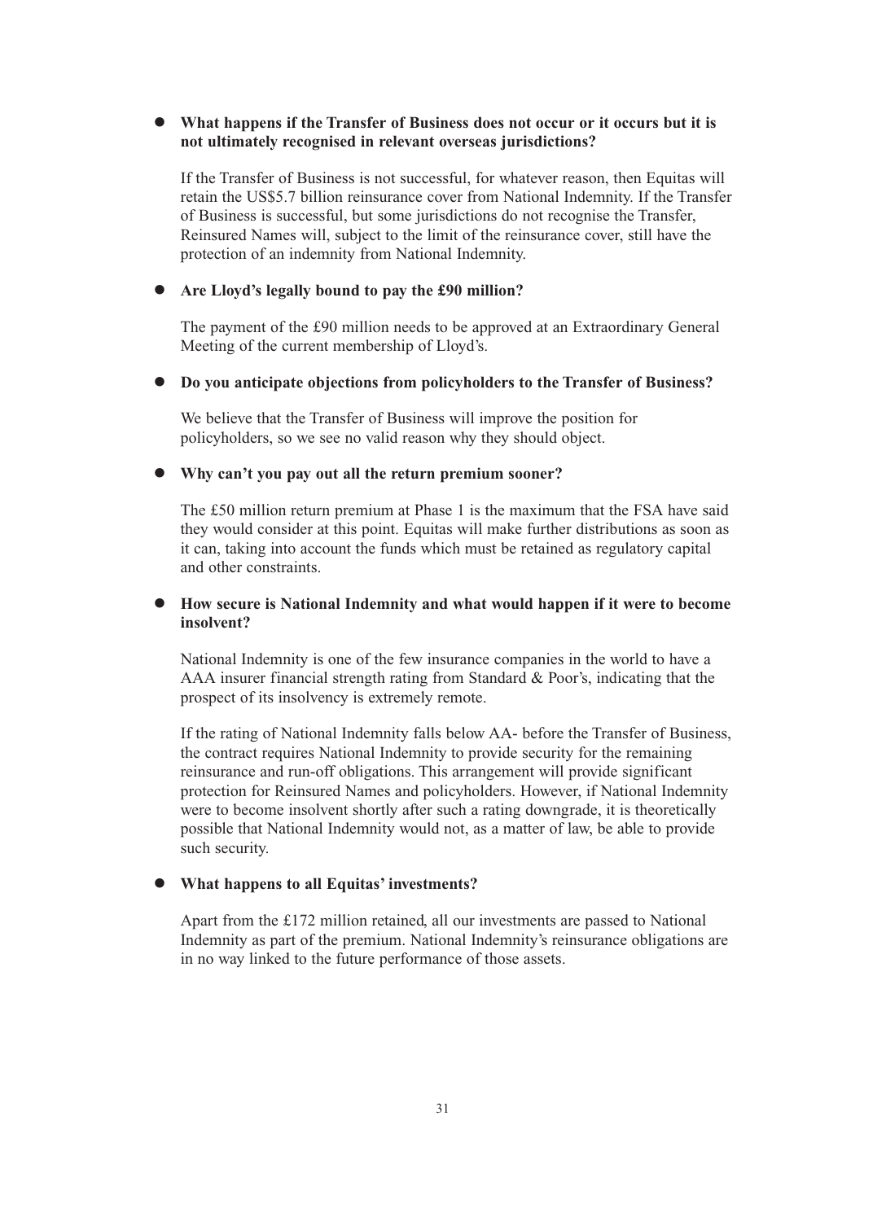- **What happens if the Transfer of Business does not occur or it occurs but it is not ultimately recognised in relevant overseas jurisdictions?**

  If the Transfer of Business is not successful, for whatever reason, then Equitas will retain the US$5.7 billion reinsurance cover from National Indemnity. If the Transfer of Business is successful, but some jurisdictions do not recognise the Transfer, Reinsured Names will, subject to the limit of the reinsurance cover, still have the protection of an indemnity from National Indemnity.

- **Are Lloyd's legally bound to pay the £90 million?**

  The payment of the £90 million needs to be approved at an Extraordinary General Meeting of the current membership of Lloyd's.

- **Do you anticipate objections from policyholders to the Transfer of Business?**

  We believe that the Transfer of Business will improve the position for policyholders, so we see no valid reason why they should object.

- **Why can't you pay out all the return premium sooner?**

  The £50 million return premium at Phase 1 is the maximum that the FSA have said they would consider at this point. Equitas will make further distributions as soon as it can, taking into account the funds which must be retained as regulatory capital and other constraints.

- **How secure is National Indemnity and what would happen if it were to become insolvent?**

  National Indemnity is one of the few insurance companies in the world to have a AAA insurer financial strength rating from Standard & Poor's, indicating that the prospect of its insolvency is extremely remote.

  If the rating of National Indemnity falls below AA- before the Transfer of Business, the contract requires National Indemnity to provide security for the remaining reinsurance and run-off obligations. This arrangement will provide significant protection for Reinsured Names and policyholders. However, if National Indemnity were to become insolvent shortly after such a rating downgrade, it is theoretically possible that National Indemnity would not, as a matter of law, be able to provide such security.

- **What happens to all Equitas' investments?**

  Apart from the £172 million retained, all our investments are passed to National Indemnity as part of the premium. National Indemnity's reinsurance obligations are in no way linked to the future performance of those assets.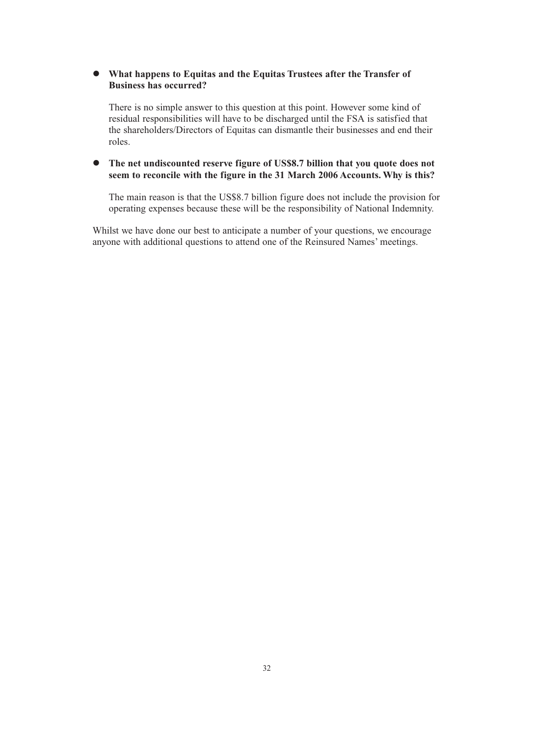- **What happens to Equitas and the Equitas Trustees after the Transfer of Business has occurred?**

  There is no simple answer to this question at this point. However some kind of residual responsibilities will have to be discharged until the FSA is satisfied that the shareholders/Directors of Equitas can dismantle their businesses and end their roles.

- **The net undiscounted reserve figure of US$8.7 billion that you quote does not seem to reconcile with the figure in the 31 March 2006 Accounts. Why is this?**

  The main reason is that the US$8.7 billion figure does not include the provision for operating expenses because these will be the responsibility of National Indemnity.

Whilst we have done our best to anticipate a number of your questions, we encourage anyone with additional questions to attend one of the Reinsured Names' meetings.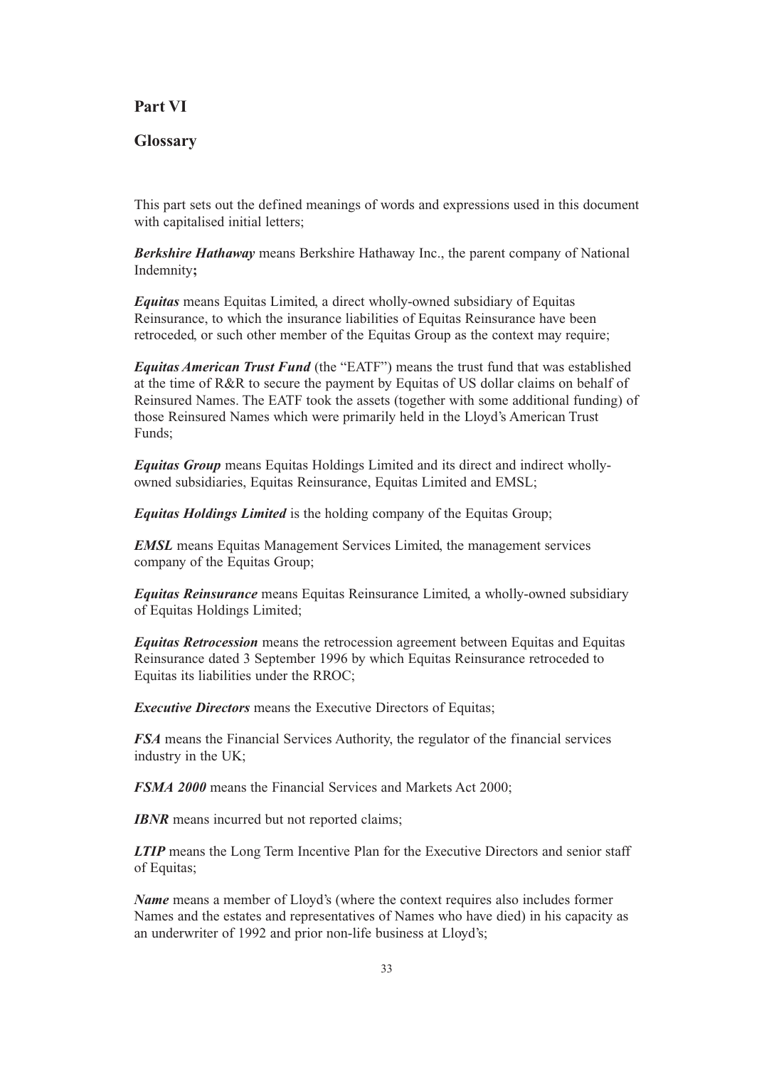# Part VI

## Glossary

This part sets out the defined meanings of words and expressions used in this document with capitalised initial letters;

***Berkshire Hathaway*** means Berkshire Hathaway Inc., the parent company of National Indemnity**;**

***Equitas*** means Equitas Limited, a direct wholly-owned subsidiary of Equitas Reinsurance, to which the insurance liabilities of Equitas Reinsurance have been retroceded, or such other member of the Equitas Group as the context may require;

***Equitas American Trust Fund*** (the "EATF") means the trust fund that was established at the time of R&R to secure the payment by Equitas of US dollar claims on behalf of Reinsured Names. The EATF took the assets (together with some additional funding) of those Reinsured Names which were primarily held in the Lloyd's American Trust Funds;

***Equitas Group*** means Equitas Holdings Limited and its direct and indirect wholly-owned subsidiaries, Equitas Reinsurance, Equitas Limited and EMSL;

***Equitas Holdings Limited*** is the holding company of the Equitas Group;

***EMSL*** means Equitas Management Services Limited, the management services company of the Equitas Group;

***Equitas Reinsurance*** means Equitas Reinsurance Limited, a wholly-owned subsidiary of Equitas Holdings Limited;

***Equitas Retrocession*** means the retrocession agreement between Equitas and Equitas Reinsurance dated 3 September 1996 by which Equitas Reinsurance retroceded to Equitas its liabilities under the RROC;

***Executive Directors*** means the Executive Directors of Equitas;

***FSA*** means the Financial Services Authority, the regulator of the financial services industry in the UK;

***FSMA 2000*** means the Financial Services and Markets Act 2000;

***IBNR*** means incurred but not reported claims;

***LTIP*** means the Long Term Incentive Plan for the Executive Directors and senior staff of Equitas;

***Name*** means a member of Lloyd's (where the context requires also includes former Names and the estates and representatives of Names who have died) in his capacity as an underwriter of 1992 and prior non-life business at Lloyd's;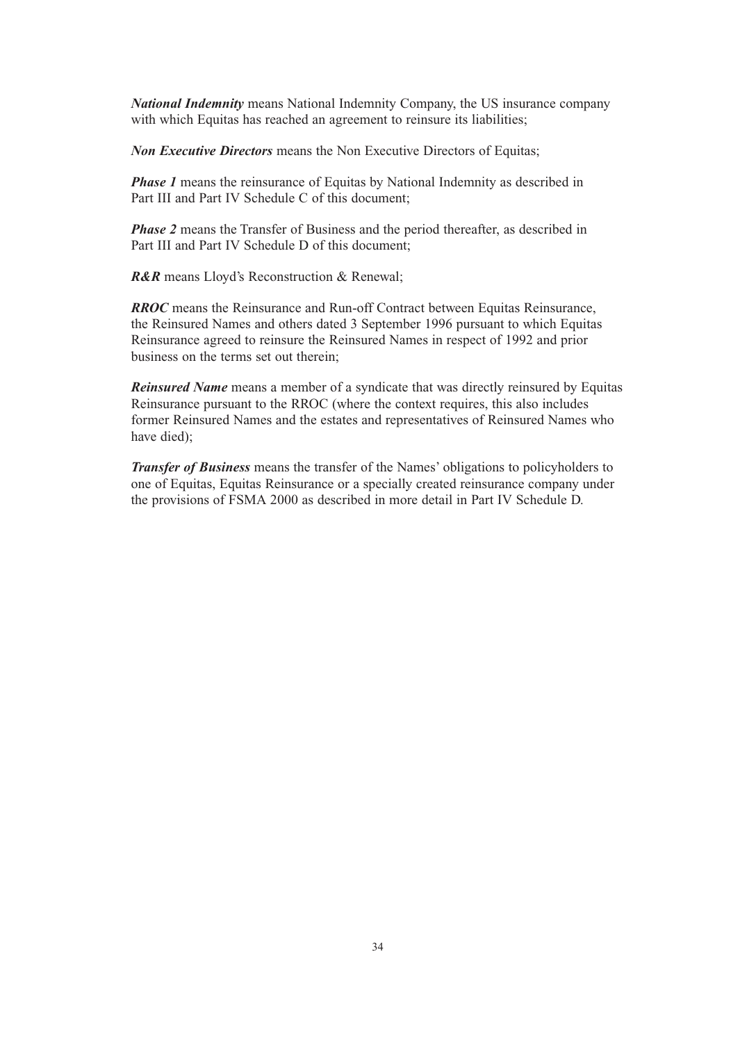***National Indemnity*** means National Indemnity Company, the US insurance company with which Equitas has reached an agreement to reinsure its liabilities;

***Non Executive Directors*** means the Non Executive Directors of Equitas;

***Phase 1*** means the reinsurance of Equitas by National Indemnity as described in Part III and Part IV Schedule C of this document;

***Phase 2*** means the Transfer of Business and the period thereafter, as described in Part III and Part IV Schedule D of this document;

***R&R*** means Lloyd's Reconstruction & Renewal;

***RROC*** means the Reinsurance and Run-off Contract between Equitas Reinsurance, the Reinsured Names and others dated 3 September 1996 pursuant to which Equitas Reinsurance agreed to reinsure the Reinsured Names in respect of 1992 and prior business on the terms set out therein;

***Reinsured Name*** means a member of a syndicate that was directly reinsured by Equitas Reinsurance pursuant to the RROC (where the context requires, this also includes former Reinsured Names and the estates and representatives of Reinsured Names who have died);

***Transfer of Business*** means the transfer of the Names' obligations to policyholders to one of Equitas, Equitas Reinsurance or a specially created reinsurance company under the provisions of FSMA 2000 as described in more detail in Part IV Schedule D.